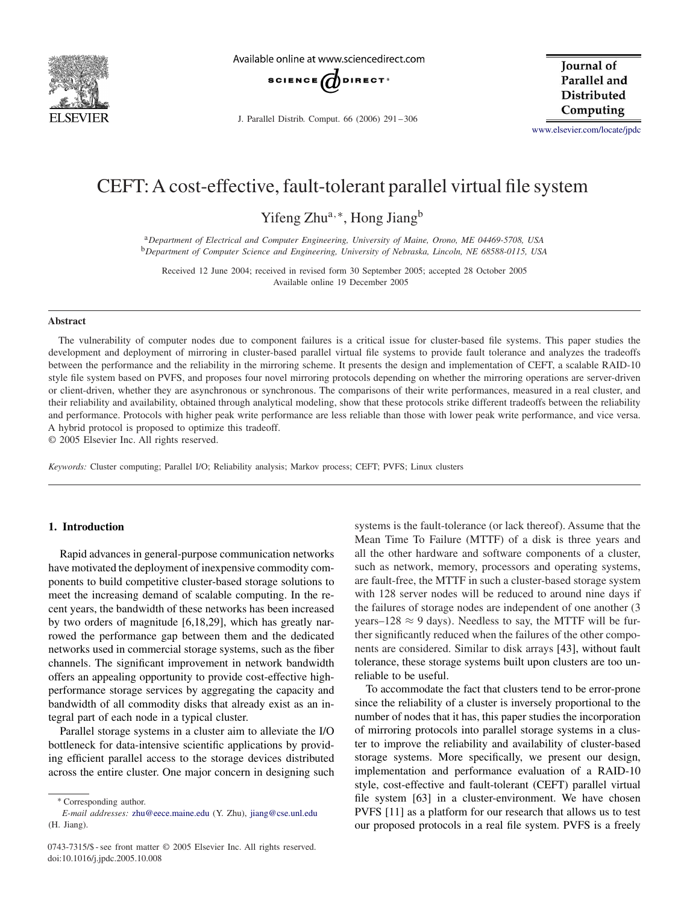# CEFT: A cost-effective, fault-tolerant parallel virtual file system

Yifeng Zhu[a,*], Hong Jiang[b]

[a] *Department of Electrical and Computer Engineering, University of Maine, Orono, ME 04469-5708, USA*
[b] *Department of Computer Science and Engineering, University of Nebraska, Lincoln, NE 68588-0115, USA*

Received 12 June 2004; received in revised form 30 September 2005; accepted 28 October 2005
Available online 19 December 2005

## Abstract

The vulnerability of computer nodes due to component failures is a critical issue for cluster-based file systems. This paper studies the development and deployment of mirroring in cluster-based parallel virtual file systems to provide fault tolerance and analyzes the tradeoffs between the performance and the reliability in the mirroring scheme. It presents the design and implementation of CEFT, a scalable RAID-10 style file system based on PVFS, and proposes four novel mirroring protocols depending on whether the mirroring operations are server-driven or client-driven, whether they are asynchronous or synchronous. The comparisons of their write performances, measured in a real cluster, and their reliability and availability, obtained through analytical modeling, show that these protocols strike different tradeoffs between the reliability and performance. Protocols with higher peak write performance are less reliable than those with lower peak write performance, and vice versa. A hybrid protocol is proposed to optimize this tradeoff.

© 2005 Elsevier Inc. All rights reserved.

*Keywords:* Cluster computing; Parallel I/O; Reliability analysis; Markov process; CEFT; PVFS; Linux clusters

## 1. Introduction

Rapid advances in general-purpose communication networks have motivated the deployment of inexpensive commodity components to build competitive cluster-based storage solutions to meet the increasing demand of scalable computing. In the recent years, the bandwidth of these networks has been increased by two orders of magnitude [6,18,29], which has greatly narrowed the performance gap between them and the dedicated networks used in commercial storage systems, such as the fiber channels. The significant improvement in network bandwidth offers an appealing opportunity to provide cost-effective high-performance storage services by aggregating the capacity and bandwidth of all commodity disks that already exist as an integral part of each node in a typical cluster.

Parallel storage systems in a cluster aim to alleviate the I/O bottleneck for data-intensive scientific applications by providing efficient parallel access to the storage devices distributed across the entire cluster. One major concern in designing such systems is the fault-tolerance (or lack thereof). Assume that the Mean Time To Failure (MTTF) of a disk is three years and all the other hardware and software components of a cluster, such as network, memory, processors and operating systems, are fault-free, the MTTF in such a cluster-based storage system with 128 server nodes will be reduced to around nine days if the failures of storage nodes are independent of one another (3 years–128 $\approx$ 9 days). Needless to say, the MTTF will be further significantly reduced when the failures of the other components are considered. Similar to disk arrays [43], without fault tolerance, these storage systems built upon clusters are too unreliable to be useful.

To accommodate the fact that clusters tend to be error-prone since the reliability of a cluster is inversely proportional to the number of nodes that it has, this paper studies the incorporation of mirroring protocols into parallel storage systems in a cluster to improve the reliability and availability of cluster-based storage systems. More specifically, we present our design, implementation and performance evaluation of a RAID-10 style, cost-effective and fault-tolerant (CEFT) parallel virtual file system [63] in a cluster-environment. We have chosen PVFS [11] as a platform for our research that allows us to test our proposed protocols in a real file system. PVFS is a freely

---

\* Corresponding author.
*E-mail addresses:* zhu@eece.maine.edu (Y. Zhu), jiang@cse.unl.edu (H. Jiang).

0743-7315/$ - see front matter © 2005 Elsevier Inc. All rights reserved.
doi:10.1016/j.jpdc.2005.10.008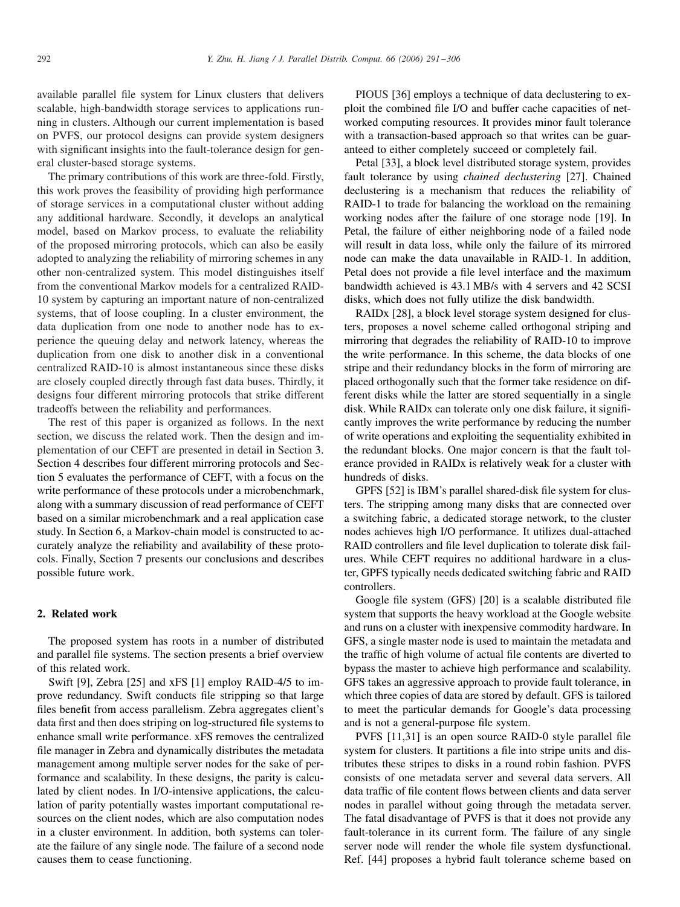available parallel file system for Linux clusters that delivers scalable, high-bandwidth storage services to applications running in clusters. Although our current implementation is based on PVFS, our protocol designs can provide system designers with significant insights into the fault-tolerance design for general cluster-based storage systems.

The primary contributions of this work are three-fold. Firstly, this work proves the feasibility of providing high performance of storage services in a computational cluster without adding any additional hardware. Secondly, it develops an analytical model, based on Markov process, to evaluate the reliability of the proposed mirroring protocols, which can also be easily adopted to analyzing the reliability of mirroring schemes in any other non-centralized system. This model distinguishes itself from the conventional Markov models for a centralized RAID-10 system by capturing an important nature of non-centralized systems, that of loose coupling. In a cluster environment, the data duplication from one node to another node has to experience the queuing delay and network latency, whereas the duplication from one disk to another disk in a conventional centralized RAID-10 is almost instantaneous since these disks are closely coupled directly through fast data buses. Thirdly, it designs four different mirroring protocols that strike different tradeoffs between the reliability and performances.

The rest of this paper is organized as follows. In the next section, we discuss the related work. Then the design and implementation of our CEFT are presented in detail in Section 3. Section 4 describes four different mirroring protocols and Section 5 evaluates the performance of CEFT, with a focus on the write performance of these protocols under a microbenchmark, along with a summary discussion of read performance of CEFT based on a similar microbenchmark and a real application case study. In Section 6, a Markov-chain model is constructed to accurately analyze the reliability and availability of these protocols. Finally, Section 7 presents our conclusions and describes possible future work.

## 2. Related work

The proposed system has roots in a number of distributed and parallel file systems. The section presents a brief overview of this related work.

Swift [9], Zebra [25] and xFS [1] employ RAID-4/5 to improve redundancy. Swift conducts file stripping so that large files benefit from access parallelism. Zebra aggregates client's data first and then does striping on log-structured file systems to enhance small write performance. xFS removes the centralized file manager in Zebra and dynamically distributes the metadata management among multiple server nodes for the sake of performance and scalability. In these designs, the parity is calculated by client nodes. In I/O-intensive applications, the calculation of parity potentially wastes important computational resources on the client nodes, which are also computation nodes in a cluster environment. In addition, both systems can tolerate the failure of any single node. The failure of a second node causes them to cease functioning.

PIOUS [36] employs a technique of data declustering to exploit the combined file I/O and buffer cache capacities of networked computing resources. It provides minor fault tolerance with a transaction-based approach so that writes can be guaranteed to either completely succeed or completely fail.

Petal [33], a block level distributed storage system, provides fault tolerance by using *chained declustering* [27]. Chained declustering is a mechanism that reduces the reliability of RAID-1 to trade for balancing the workload on the remaining working nodes after the failure of one storage node [19]. In Petal, the failure of either neighboring node of a failed node will result in data loss, while only the failure of its mirrored node can make the data unavailable in RAID-1. In addition, Petal does not provide a file level interface and the maximum bandwidth achieved is 43.1 MB/s with 4 servers and 42 SCSI disks, which does not fully utilize the disk bandwidth.

RAIDx [28], a block level storage system designed for clusters, proposes a novel scheme called orthogonal striping and mirroring that degrades the reliability of RAID-10 to improve the write performance. In this scheme, the data blocks of one stripe and their redundancy blocks in the form of mirroring are placed orthogonally such that the former take residence on different disks while the latter are stored sequentially in a single disk. While RAIDx can tolerate only one disk failure, it significantly improves the write performance by reducing the number of write operations and exploiting the sequentiality exhibited in the redundant blocks. One major concern is that the fault tolerance provided in RAIDx is relatively weak for a cluster with hundreds of disks.

GPFS [52] is IBM's parallel shared-disk file system for clusters. The stripping among many disks that are connected over a switching fabric, a dedicated storage network, to the cluster nodes achieves high I/O performance. It utilizes dual-attached RAID controllers and file level duplication to tolerate disk failures. While CEFT requires no additional hardware in a cluster, GPFS typically needs dedicated switching fabric and RAID controllers.

Google file system (GFS) [20] is a scalable distributed file system that supports the heavy workload at the Google website and runs on a cluster with inexpensive commodity hardware. In GFS, a single master node is used to maintain the metadata and the traffic of high volume of actual file contents are diverted to bypass the master to achieve high performance and scalability. GFS takes an aggressive approach to provide fault tolerance, in which three copies of data are stored by default. GFS is tailored to meet the particular demands for Google's data processing and is not a general-purpose file system.

PVFS [11,31] is an open source RAID-0 style parallel file system for clusters. It partitions a file into stripe units and distributes these stripes to disks in a round robin fashion. PVFS consists of one metadata server and several data servers. All data traffic of file content flows between clients and data server nodes in parallel without going through the metadata server. The fatal disadvantage of PVFS is that it does not provide any fault-tolerance in its current form. The failure of any single server node will render the whole file system dysfunctional. Ref. [44] proposes a hybrid fault tolerance scheme based on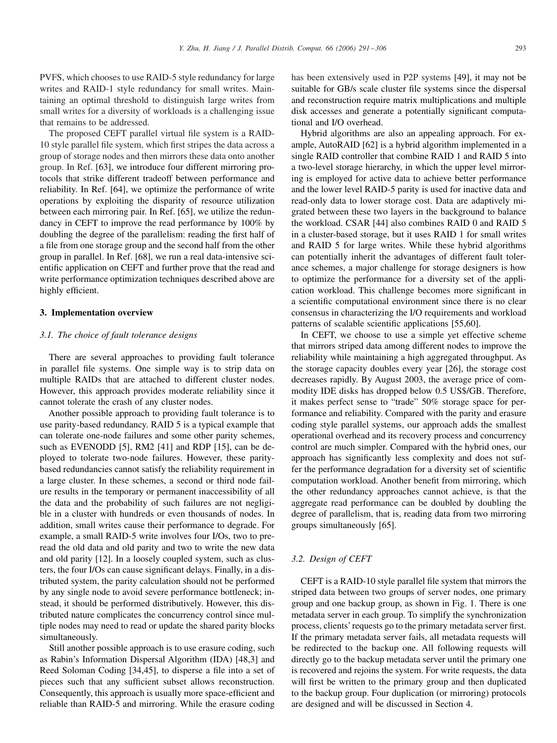PVFS, which chooses to use RAID-5 style redundancy for large writes and RAID-1 style redundancy for small writes. Maintaining an optimal threshold to distinguish large writes from small writes for a diversity of workloads is a challenging issue that remains to be addressed.

The proposed CEFT parallel virtual file system is a RAID-10 style parallel file system, which first stripes the data across a group of storage nodes and then mirrors these data onto another group. In Ref. [63], we introduce four different mirroring protocols that strike different tradeoff between performance and reliability. In Ref. [64], we optimize the performance of write operations by exploiting the disparity of resource utilization between each mirroring pair. In Ref. [65], we utilize the redundancy in CEFT to improve the read performance by 100% by doubling the degree of the parallelism: reading the first half of a file from one storage group and the second half from the other group in parallel. In Ref. [68], we run a real data-intensive scientific application on CEFT and further prove that the read and write performance optimization techniques described above are highly efficient.

## 3. Implementation overview

### 3.1. The choice of fault tolerance designs

There are several approaches to providing fault tolerance in parallel file systems. One simple way is to strip data on multiple RAIDs that are attached to different cluster nodes. However, this approach provides moderate reliability since it cannot tolerate the crash of any cluster nodes.

Another possible approach to providing fault tolerance is to use parity-based redundancy. RAID 5 is a typical example that can tolerate one-node failures and some other parity schemes, such as EVENODD [5], RM2 [41] and RDP [15], can be deployed to tolerate two-node failures. However, these parity-based redundancies cannot satisfy the reliability requirement in a large cluster. In these schemes, a second or third node failure results in the temporary or permanent inaccessibility of all the data and the probability of such failures are not negligible in a cluster with hundreds or even thousands of nodes. In addition, small writes cause their performance to degrade. For example, a small RAID-5 write involves four I/Os, two to pre-read the old data and old parity and two to write the new data and old parity [12]. In a loosely coupled system, such as clusters, the four I/Os can cause significant delays. Finally, in a distributed system, the parity calculation should not be performed by any single node to avoid severe performance bottleneck; instead, it should be performed distributively. However, this distributed nature complicates the concurrency control since multiple nodes may need to read or update the shared parity blocks simultaneously.

Still another possible approach is to use erasure coding, such as Rabin's Information Dispersal Algorithm (IDA) [48,3] and Reed Soloman Coding [34,45], to disperse a file into a set of pieces such that any sufficient subset allows reconstruction. Consequently, this approach is usually more space-efficient and reliable than RAID-5 and mirroring. While the erasure coding has been extensively used in P2P systems [49], it may not be suitable for GB/s scale cluster file systems since the dispersal and reconstruction require matrix multiplications and multiple disk accesses and generate a potentially significant computational and I/O overhead.

Hybrid algorithms are also an appealing approach. For example, AutoRAID [62] is a hybrid algorithm implemented in a single RAID controller that combine RAID 1 and RAID 5 into a two-level storage hierarchy, in which the upper level mirroring is employed for active data to achieve better performance and the lower level RAID-5 parity is used for inactive data and read-only data to lower storage cost. Data are adaptively migrated between these two layers in the background to balance the workload. CSAR [44] also combines RAID 0 and RAID 5 in a cluster-based storage, but it uses RAID 1 for small writes and RAID 5 for large writes. While these hybrid algorithms can potentially inherit the advantages of different fault tolerance schemes, a major challenge for storage designers is how to optimize the performance for a diversity set of the application workload. This challenge becomes more significant in a scientific computational environment since there is no clear consensus in characterizing the I/O requirements and workload patterns of scalable scientific applications [55,60].

In CEFT, we choose to use a simple yet effective scheme that mirrors striped data among different nodes to improve the reliability while maintaining a high aggregated throughput. As the storage capacity doubles every year [26], the storage cost decreases rapidly. By August 2003, the average price of commodity IDE disks has dropped below 0.5 US$/GB. Therefore, it makes perfect sense to "trade" 50% storage space for performance and reliability. Compared with the parity and erasure coding style parallel systems, our approach adds the smallest operational overhead and its recovery process and concurrency control are much simpler. Compared with the hybrid ones, our approach has significantly less complexity and does not suffer the performance degradation for a diversity set of scientific computation workload. Another benefit from mirroring, which the other redundancy approaches cannot achieve, is that the aggregate read performance can be doubled by doubling the degree of parallelism, that is, reading data from two mirroring groups simultaneously [65].

### 3.2. Design of CEFT

CEFT is a RAID-10 style parallel file system that mirrors the striped data between two groups of server nodes, one primary group and one backup group, as shown in Fig. 1. There is one metadata server in each group. To simplify the synchronization process, clients' requests go to the primary metadata server first. If the primary metadata server fails, all metadata requests will be redirected to the backup one. All following requests will directly go to the backup metadata server until the primary one is recovered and rejoins the system. For write requests, the data will first be written to the primary group and then duplicated to the backup group. Four duplication (or mirroring) protocols are designed and will be discussed in Section 4.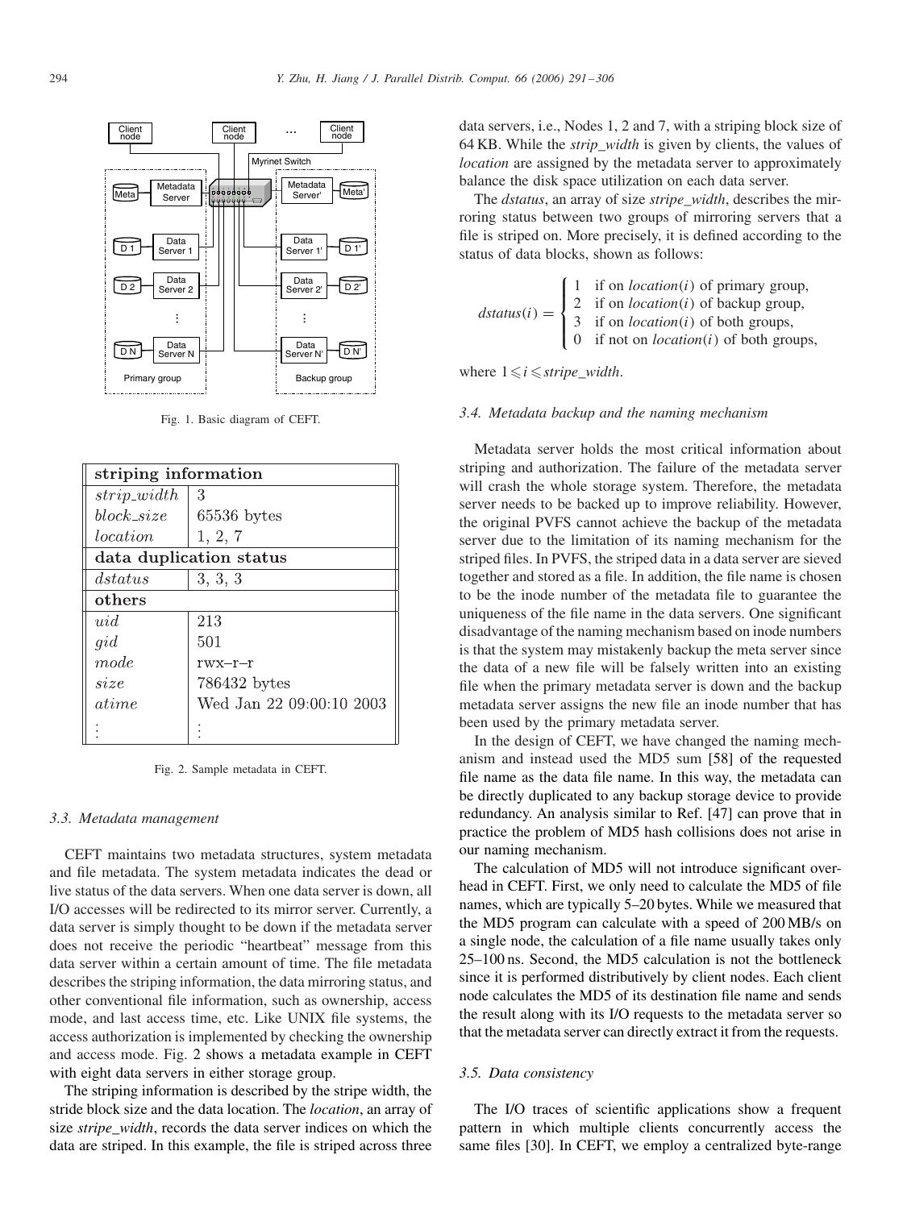Fig. 1. Basic diagram of CEFT.

| striping information | |
|---|---|
| *strip_width* | 3 |
| *block_size* | 65536 bytes |
| *location* | 1, 2, 7 |
| **data duplication status** | |
| *dstatus* | 3, 3, 3 |
| **others** | |
| *uid* | 213 |
| *gid* | 501 |
| *mode* | rwx–r–r |
| *size* | 786432 bytes |
| *atime* | Wed Jan 22 09:00:10 2003 |
| ⋮ | ⋮ |

Fig. 2. Sample metadata in CEFT.

### 3.3. Metadata management

CEFT maintains two metadata structures, system metadata and file metadata. The system metadata indicates the dead or live status of the data servers. When one data server is down, all I/O accesses will be redirected to its mirror server. Currently, a data server is simply thought to be down if the metadata server does not receive the periodic "heartbeat" message from this data server within a certain amount of time. The file metadata describes the striping information, the data mirroring status, and other conventional file information, such as ownership, access mode, and last access time, etc. Like UNIX file systems, the access authorization is implemented by checking the ownership and access mode. Fig. 2 shows a metadata example in CEFT with eight data servers in either storage group.

The striping information is described by the stripe width, the stride block size and the data location. The *location*, an array of size *stripe_width*, records the data server indices on which the data are striped. In this example, the file is striped across three data servers, i.e., Nodes 1, 2 and 7, with a striping block size of 64 KB. While the *strip_width* is given by clients, the values of *location* are assigned by the metadata server to approximately balance the disk space utilization on each data server.

The *dstatus*, an array of size *stripe_width*, describes the mirroring status between two groups of mirroring servers that a file is striped on. More precisely, it is defined according to the status of data blocks, shown as follows:

$$dstatus(i) = \begin{cases} 1 & \text{if on } location(i) \text{ of primary group,} \\ 2 & \text{if on } location(i) \text{ of backup group,} \\ 3 & \text{if on } location(i) \text{ of both groups,} \\ 0 & \text{if not on } location(i) \text{ of both groups,} \end{cases}$$

where $1 \leqslant i \leqslant stripe\_width$.

### 3.4. Metadata backup and the naming mechanism

Metadata server holds the most critical information about striping and authorization. The failure of the metadata server will crash the whole storage system. Therefore, the metadata server needs to be backed up to improve reliability. However, the original PVFS cannot achieve the backup of the metadata server due to the limitation of its naming mechanism for the striped files. In PVFS, the striped data in a data server are sieved together and stored as a file. In addition, the file name is chosen to be the inode number of the metadata file to guarantee the uniqueness of the file name in the data servers. One significant disadvantage of the naming mechanism based on inode numbers is that the system may mistakenly backup the meta server since the data of a new file will be falsely written into an existing file when the primary metadata server is down and the backup metadata server assigns the new file an inode number that has been used by the primary metadata server.

In the design of CEFT, we have changed the naming mechanism and instead used the MD5 sum [58] of the requested file name as the data file name. In this way, the metadata can be directly duplicated to any backup storage device to provide redundancy. An analysis similar to Ref. [47] can prove that in practice the problem of MD5 hash collisions does not arise in our naming mechanism.

The calculation of MD5 will not introduce significant overhead in CEFT. First, we only need to calculate the MD5 of file names, which are typically 5–20 bytes. While we measured that the MD5 program can calculate with a speed of 200 MB/s on a single node, the calculation of a file name usually takes only 25–100 ns. Second, the MD5 calculation is not the bottleneck since it is performed distributively by client nodes. Each client node calculates the MD5 of its destination file name and sends the result along with its I/O requests to the metadata server so that the metadata server can directly extract it from the requests.

### 3.5. Data consistency

The I/O traces of scientific applications show a frequent pattern in which multiple clients concurrently access the same files [30]. In CEFT, we employ a centralized byte-range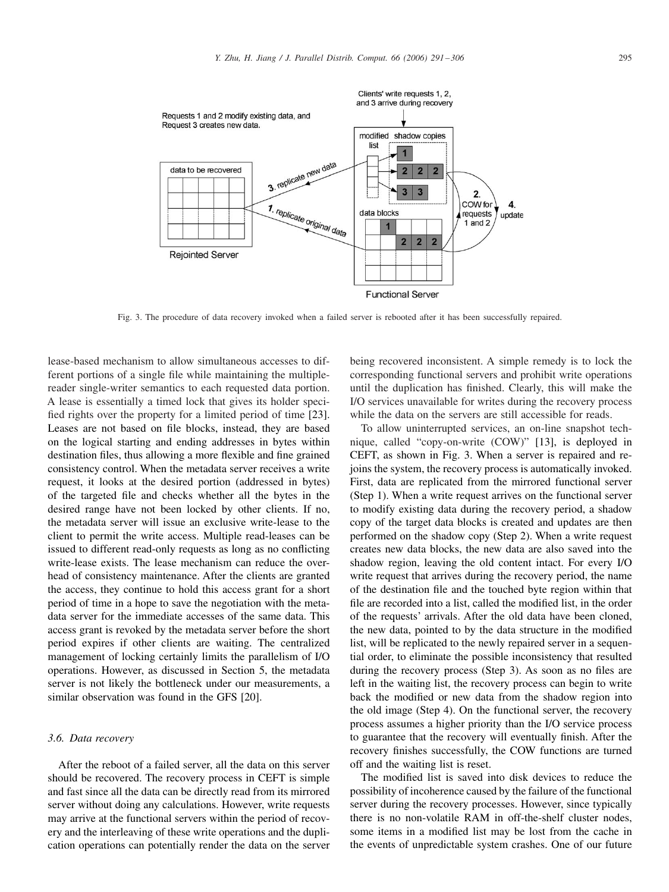Fig. 3. The procedure of data recovery invoked when a failed server is rebooted after it has been successfully repaired.

lease-based mechanism to allow simultaneous accesses to different portions of a single file while maintaining the multiple-reader single-writer semantics to each requested data portion. A lease is essentially a timed lock that gives its holder specified rights over the property for a limited period of time [23]. Leases are not based on file blocks, instead, they are based on the logical starting and ending addresses in bytes within destination files, thus allowing a more flexible and fine grained consistency control. When the metadata server receives a write request, it looks at the desired portion (addressed in bytes) of the targeted file and checks whether all the bytes in the desired range have not been locked by other clients. If no, the metadata server will issue an exclusive write-lease to the client to permit the write access. Multiple read-leases can be issued to different read-only requests as long as no conflicting write-lease exists. The lease mechanism can reduce the overhead of consistency maintenance. After the clients are granted the access, they continue to hold this access grant for a short period of time in a hope to save the negotiation with the metadata server for the immediate accesses of the same data. This access grant is revoked by the metadata server before the short period expires if other clients are waiting. The centralized management of locking certainly limits the parallelism of I/O operations. However, as discussed in Section 5, the metadata server is not likely the bottleneck under our measurements, a similar observation was found in the GFS [20].

### 3.6. Data recovery

After the reboot of a failed server, all the data on this server should be recovered. The recovery process in CEFT is simple and fast since all the data can be directly read from its mirrored server without doing any calculations. However, write requests may arrive at the functional servers within the period of recovery and the interleaving of these write operations and the duplication operations can potentially render the data on the server being recovered inconsistent. A simple remedy is to lock the corresponding functional servers and prohibit write operations until the duplication has finished. Clearly, this will make the I/O services unavailable for writes during the recovery process while the data on the servers are still accessible for reads.

To allow uninterrupted services, an on-line snapshot technique, called "copy-on-write (COW)" [13], is deployed in CEFT, as shown in Fig. 3. When a server is repaired and rejoins the system, the recovery process is automatically invoked. First, data are replicated from the mirrored functional server (Step 1). When a write request arrives on the functional server to modify existing data during the recovery period, a shadow copy of the target data blocks is created and updates are then performed on the shadow copy (Step 2). When a write request creates new data blocks, the new data are also saved into the shadow region, leaving the old content intact. For every I/O write request that arrives during the recovery period, the name of the destination file and the touched byte region within that file are recorded into a list, called the modified list, in the order of the requests' arrivals. After the old data have been cloned, the new data, pointed to by the data structure in the modified list, will be replicated to the newly repaired server in a sequential order, to eliminate the possible inconsistency that resulted during the recovery process (Step 3). As soon as no files are left in the waiting list, the recovery process can begin to write back the modified or new data from the shadow region into the old image (Step 4). On the functional server, the recovery process assumes a higher priority than the I/O service process to guarantee that the recovery will eventually finish. After the recovery finishes successfully, the COW functions are turned off and the waiting list is reset.

The modified list is saved into disk devices to reduce the possibility of incoherence caused by the failure of the functional server during the recovery processes. However, since typically there is no non-volatile RAM in off-the-shelf cluster nodes, some items in a modified list may be lost from the cache in the events of unpredictable system crashes. One of our future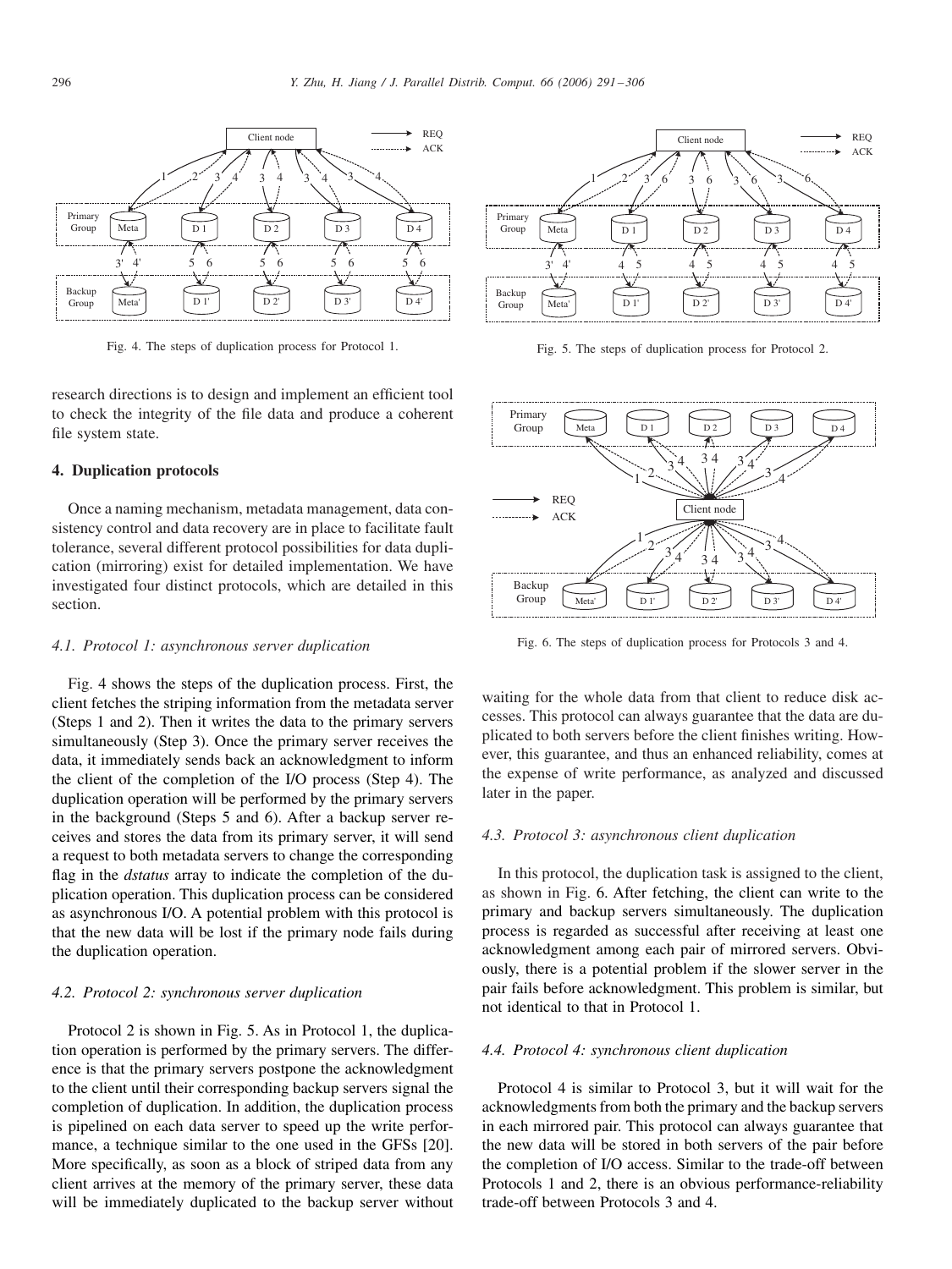Fig. 4. The steps of duplication process for Protocol 1.

Fig. 5. The steps of duplication process for Protocol 2.

research directions is to design and implement an efficient tool to check the integrity of the file data and produce a coherent file system state.

## 4. Duplication protocols

Once a naming mechanism, metadata management, data consistency control and data recovery are in place to facilitate fault tolerance, several different protocol possibilities for data duplication (mirroring) exist for detailed implementation. We have investigated four distinct protocols, which are detailed in this section.

### *4.1. Protocol 1: asynchronous server duplication*

Fig. 4 shows the steps of the duplication process. First, the client fetches the striping information from the metadata server (Steps 1 and 2). Then it writes the data to the primary servers simultaneously (Step 3). Once the primary server receives the data, it immediately sends back an acknowledgment to inform the client of the completion of the I/O process (Step 4). The duplication operation will be performed by the primary servers in the background (Steps 5 and 6). After a backup server receives and stores the data from its primary server, it will send a request to both metadata servers to change the corresponding flag in the *dstatus* array to indicate the completion of the duplication operation. This duplication process can be considered as asynchronous I/O. A potential problem with this protocol is that the new data will be lost if the primary node fails during the duplication operation.

### *4.2. Protocol 2: synchronous server duplication*

Protocol 2 is shown in Fig. 5. As in Protocol 1, the duplication operation is performed by the primary servers. The difference is that the primary servers postpone the acknowledgment to the client until their corresponding backup servers signal the completion of duplication. In addition, the duplication process is pipelined on each data server to speed up the write performance, a technique similar to the one used in the GFSs [20]. More specifically, as soon as a block of striped data from any client arrives at the memory of the primary server, these data will be immediately duplicated to the backup server without waiting for the whole data from that client to reduce disk accesses. This protocol can always guarantee that the data are duplicated to both servers before the client finishes writing. However, this guarantee, and thus an enhanced reliability, comes at the expense of write performance, as analyzed and discussed later in the paper.

Fig. 6. The steps of duplication process for Protocols 3 and 4.

### *4.3. Protocol 3: asynchronous client duplication*

In this protocol, the duplication task is assigned to the client, as shown in Fig. 6. After fetching, the client can write to the primary and backup servers simultaneously. The duplication process is regarded as successful after receiving at least one acknowledgment among each pair of mirrored servers. Obviously, there is a potential problem if the slower server in the pair fails before acknowledgment. This problem is similar, but not identical to that in Protocol 1.

### *4.4. Protocol 4: synchronous client duplication*

Protocol 4 is similar to Protocol 3, but it will wait for the acknowledgments from both the primary and the backup servers in each mirrored pair. This protocol can always guarantee that the new data will be stored in both servers of the pair before the completion of I/O access. Similar to the trade-off between Protocols 1 and 2, there is an obvious performance-reliability trade-off between Protocols 3 and 4.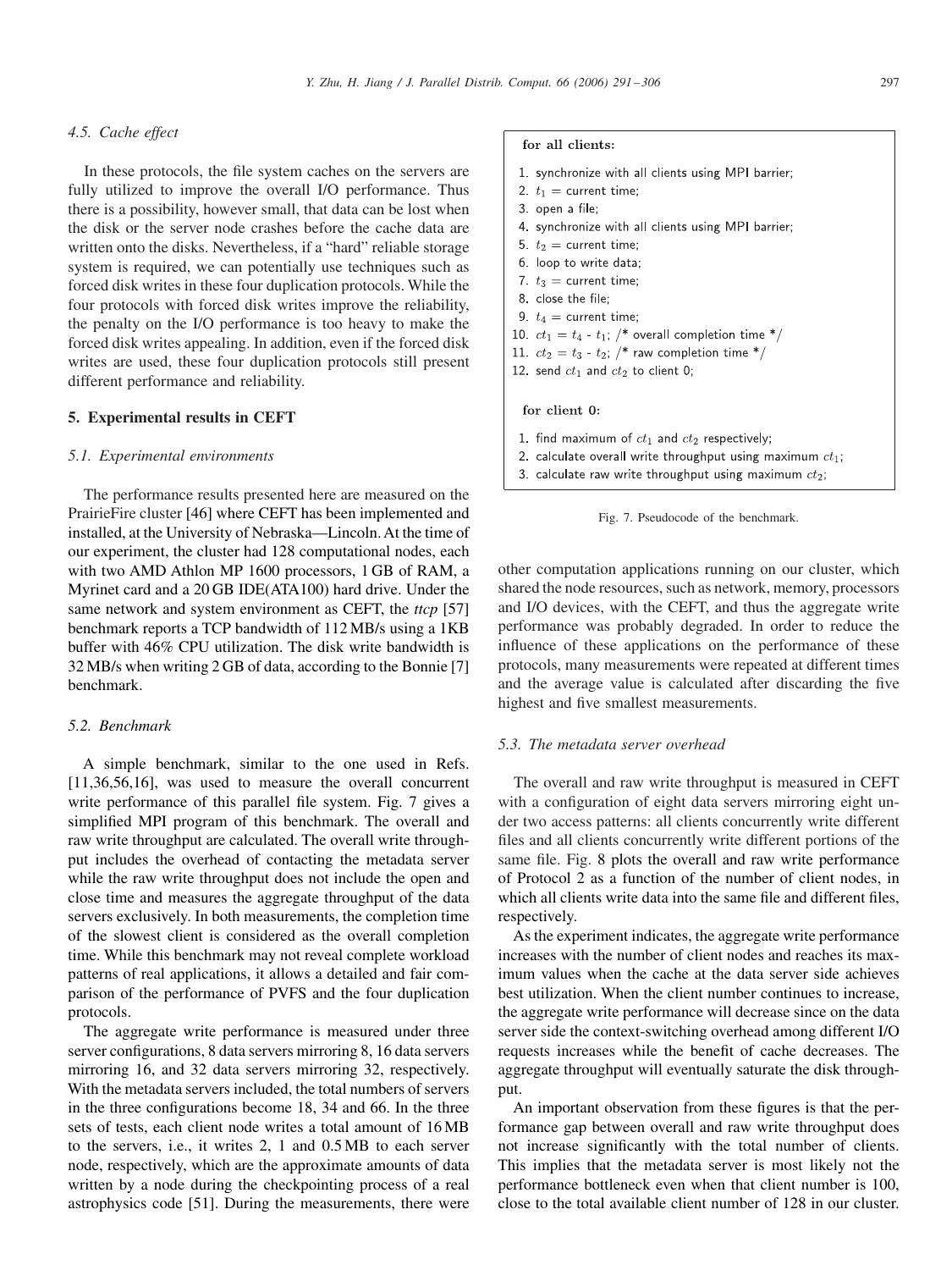### 4.5. Cache effect

In these protocols, the file system caches on the servers are fully utilized to improve the overall I/O performance. Thus there is a possibility, however small, that data can be lost when the disk or the server node crashes before the cache data are written onto the disks. Nevertheless, if a "hard" reliable storage system is required, we can potentially use techniques such as forced disk writes in these four duplication protocols. While the four protocols with forced disk writes improve the reliability, the penalty on the I/O performance is too heavy to make the forced disk writes appealing. In addition, even if the forced disk writes are used, these four duplication protocols still present different performance and reliability.

## 5. Experimental results in CEFT

### 5.1. Experimental environments

The performance results presented here are measured on the PrairieFire cluster [46] where CEFT has been implemented and installed, at the University of Nebraska—Lincoln. At the time of our experiment, the cluster had 128 computational nodes, each with two AMD Athlon MP 1600 processors, 1 GB of RAM, a Myrinet card and a 20 GB IDE(ATA100) hard drive. Under the same network and system environment as CEFT, the *ttcp* [57] benchmark reports a TCP bandwidth of 112 MB/s using a 1KB buffer with 46% CPU utilization. The disk write bandwidth is 32 MB/s when writing 2 GB of data, according to the Bonnie [7] benchmark.

### 5.2. Benchmark

A simple benchmark, similar to the one used in Refs. [11,36,56,16], was used to measure the overall concurrent write performance of this parallel file system. Fig. 7 gives a simplified MPI program of this benchmark. The overall and raw write throughput are calculated. The overall write throughput includes the overhead of contacting the metadata server while the raw write throughput does not include the open and close time and measures the aggregate throughput of the data servers exclusively. In both measurements, the completion time of the slowest client is considered as the overall completion time. While this benchmark may not reveal complete workload patterns of real applications, it allows a detailed and fair comparison of the performance of PVFS and the four duplication protocols.

The aggregate write performance is measured under three server configurations, 8 data servers mirroring 8, 16 data servers mirroring 16, and 32 data servers mirroring 32, respectively. With the metadata servers included, the total numbers of servers in the three configurations become 18, 34 and 66. In the three sets of tests, each client node writes a total amount of 16 MB to the servers, i.e., it writes 2, 1 and 0.5 MB to each server node, respectively, which are the approximate amounts of data written by a node during the checkpointing process of a real astrophysics code [51]. During the measurements, there were

```
for all clients:
1. synchronize with all clients using MPI barrier;
2. t1 = current time;
3. open a file;
4. synchronize with all clients using MPI barrier;
5. t2 = current time;
6. loop to write data;
7. t3 = current time;
8. close the file;
9. t4 = current time;
10. ct1 = t4 - t1; /* overall completion time */
11. ct2 = t3 - t2; /* raw completion time */
12. send ct1 and ct2 to client 0;

for client 0:
1. find maximum of ct1 and ct2 respectively;
2. calculate overall write throughput using maximum ct1;
3. calculate raw write throughput using maximum ct2;
```

Fig. 7. Pseudocode of the benchmark.

other computation applications running on our cluster, which shared the node resources, such as network, memory, processors and I/O devices, with the CEFT, and thus the aggregate write performance was probably degraded. In order to reduce the influence of these applications on the performance of these protocols, many measurements were repeated at different times and the average value is calculated after discarding the five highest and five smallest measurements.

### 5.3. The metadata server overhead

The overall and raw write throughput is measured in CEFT with a configuration of eight data servers mirroring eight under two access patterns: all clients concurrently write different files and all clients concurrently write different portions of the same file. Fig. 8 plots the overall and raw write performance of Protocol 2 as a function of the number of client nodes, in which all clients write data into the same file and different files, respectively.

As the experiment indicates, the aggregate write performance increases with the number of client nodes and reaches its maximum values when the cache at the data server side achieves best utilization. When the client number continues to increase, the aggregate write performance will decrease since on the data server side the context-switching overhead among different I/O requests increases while the benefit of cache decreases. The aggregate throughput will eventually saturate the disk throughput.

An important observation from these figures is that the performance gap between overall and raw write throughput does not increase significantly with the total number of clients. This implies that the metadata server is most likely not the performance bottleneck even when that client number is 100, close to the total available client number of 128 in our cluster.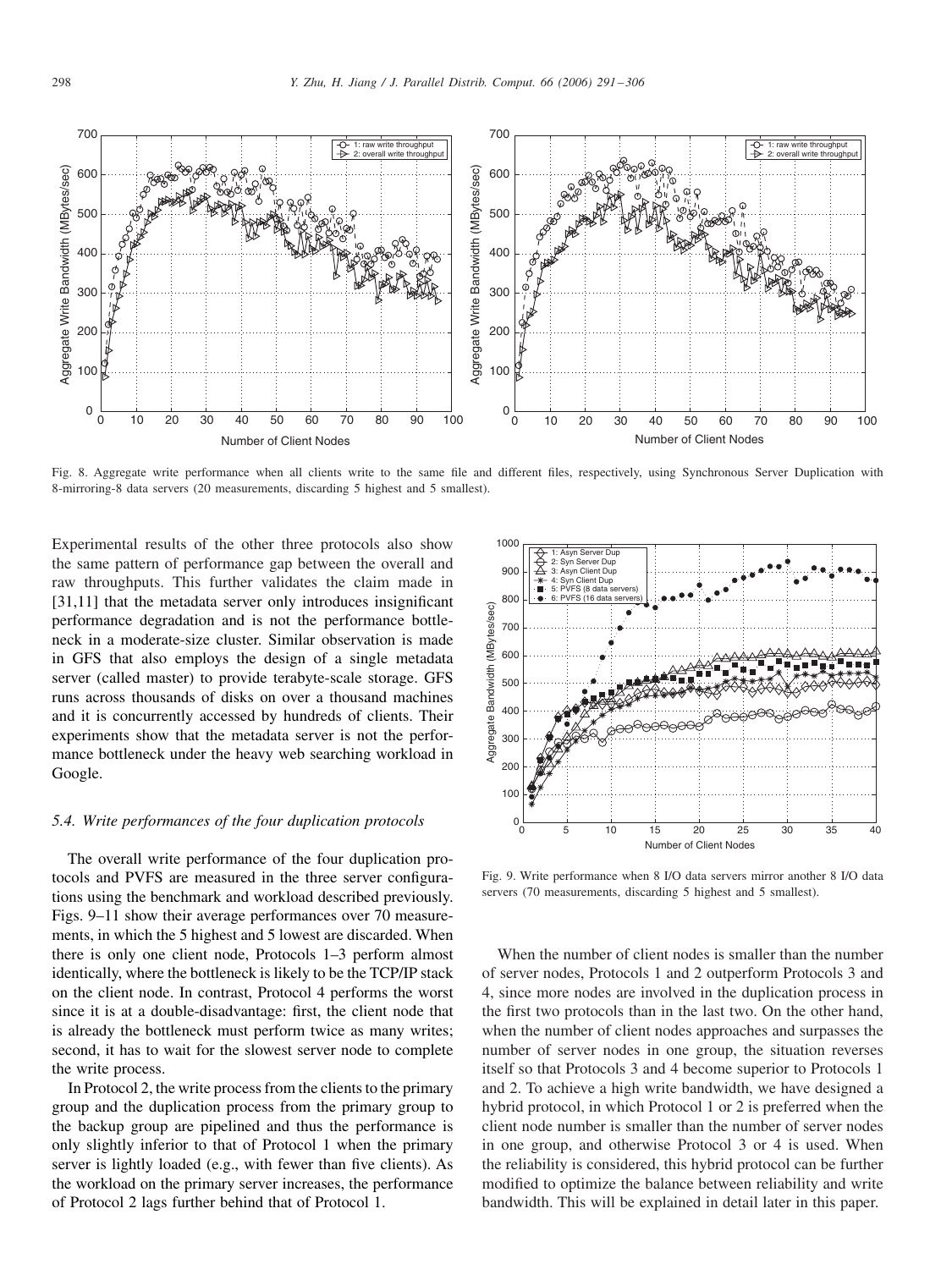Fig. 8. Aggregate write performance when all clients write to the same file and different files, respectively, using Synchronous Server Duplication with 8-mirroring-8 data servers (20 measurements, discarding 5 highest and 5 smallest).

Experimental results of the other three protocols also show the same pattern of performance gap between the overall and raw throughputs. This further validates the claim made in [31,11] that the metadata server only introduces insignificant performance degradation and is not the performance bottleneck in a moderate-size cluster. Similar observation is made in GFS that also employs the design of a single metadata server (called master) to provide terabyte-scale storage. GFS runs across thousands of disks on over a thousand machines and it is concurrently accessed by hundreds of clients. Their experiments show that the metadata server is not the performance bottleneck under the heavy web searching workload in Google.

### 5.4. Write performances of the four duplication protocols

The overall write performance of the four duplication protocols and PVFS are measured in the three server configurations using the benchmark and workload described previously. Figs. 9–11 show their average performances over 70 measurements, in which the 5 highest and 5 lowest are discarded. When there is only one client node, Protocols 1–3 perform almost identically, where the bottleneck is likely to be the TCP/IP stack on the client node. In contrast, Protocol 4 performs the worst since it is at a double-disadvantage: first, the client node that is already the bottleneck must perform twice as many writes; second, it has to wait for the slowest server node to complete the write process.

In Protocol 2, the write process from the clients to the primary group and the duplication process from the primary group to the backup group are pipelined and thus the performance is only slightly inferior to that of Protocol 1 when the primary server is lightly loaded (e.g., with fewer than five clients). As the workload on the primary server increases, the performance of Protocol 2 lags further behind that of Protocol 1.

Fig. 9. Write performance when 8 I/O data servers mirror another 8 I/O data servers (70 measurements, discarding 5 highest and 5 smallest).

When the number of client nodes is smaller than the number of server nodes, Protocols 1 and 2 outperform Protocols 3 and 4, since more nodes are involved in the duplication process in the first two protocols than in the last two. On the other hand, when the number of client nodes approaches and surpasses the number of server nodes in one group, the situation reverses itself so that Protocols 3 and 4 become superior to Protocols 1 and 2. To achieve a high write bandwidth, we have designed a hybrid protocol, in which Protocol 1 or 2 is preferred when the client node number is smaller than the number of server nodes in one group, and otherwise Protocol 3 or 4 is used. When the reliability is considered, this hybrid protocol can be further modified to optimize the balance between reliability and write bandwidth. This will be explained in detail later in this paper.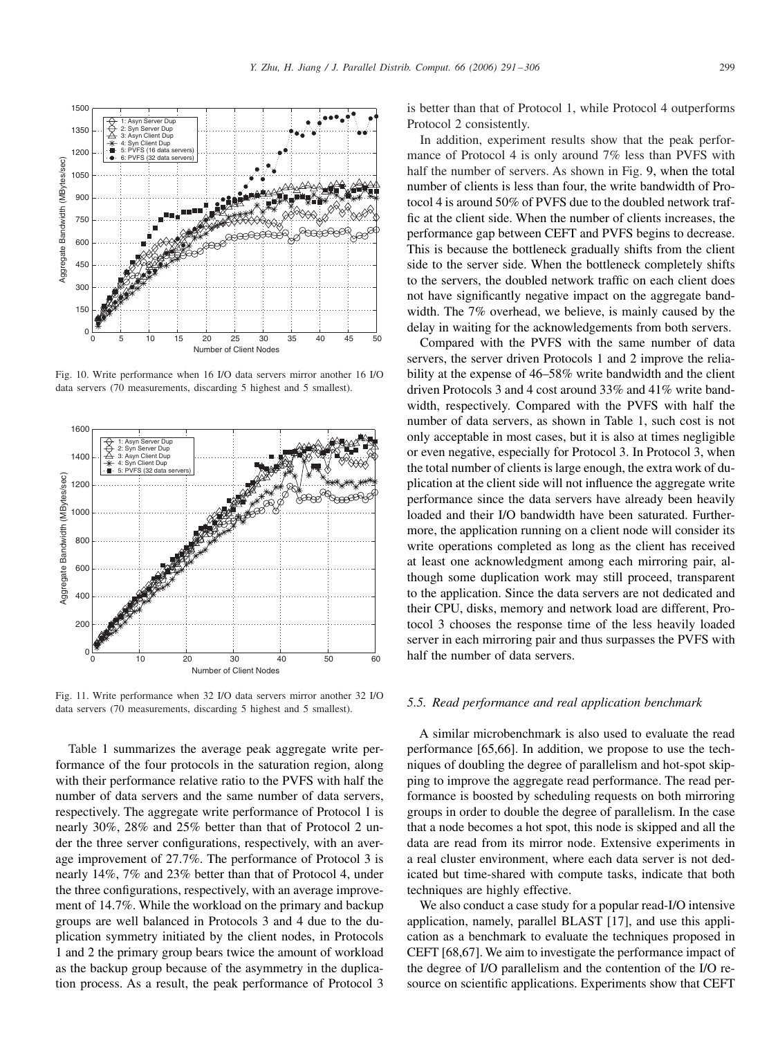Fig. 10. Write performance when 16 I/O data servers mirror another 16 I/O data servers (70 measurements, discarding 5 highest and 5 smallest).

Fig. 11. Write performance when 32 I/O data servers mirror another 32 I/O data servers (70 measurements, discarding 5 highest and 5 smallest).

Table 1 summarizes the average peak aggregate write performance of the four protocols in the saturation region, along with their performance relative ratio to the PVFS with half the number of data servers and the same number of data servers, respectively. The aggregate write performance of Protocol 1 is nearly 30%, 28% and 25% better than that of Protocol 2 under the three server configurations, respectively, with an average improvement of 27.7%. The performance of Protocol 3 is nearly 14%, 7% and 23% better than that of Protocol 4, under the three configurations, respectively, with an average improvement of 14.7%. While the workload on the primary and backup groups are well balanced in Protocols 3 and 4 due to the duplication symmetry initiated by the client nodes, in Protocols 1 and 2 the primary group bears twice the amount of workload as the backup group because of the asymmetry in the duplication process. As a result, the peak performance of Protocol 3 is better than that of Protocol 1, while Protocol 4 outperforms Protocol 2 consistently.

In addition, experiment results show that the peak performance of Protocol 4 is only around 7% less than PVFS with half the number of servers. As shown in Fig. 9, when the total number of clients is less than four, the write bandwidth of Protocol 4 is around 50% of PVFS due to the doubled network traffic at the client side. When the number of clients increases, the performance gap between CEFT and PVFS begins to decrease. This is because the bottleneck gradually shifts from the client side to the server side. When the bottleneck completely shifts to the servers, the doubled network traffic on each client does not have significantly negative impact on the aggregate bandwidth. The 7% overhead, we believe, is mainly caused by the delay in waiting for the acknowledgements from both servers.

Compared with the PVFS with the same number of data servers, the server driven Protocols 1 and 2 improve the reliability at the expense of 46–58% write bandwidth and the client driven Protocols 3 and 4 cost around 33% and 41% write bandwidth, respectively. Compared with the PVFS with half the number of data servers, as shown in Table 1, such cost is not only acceptable in most cases, but it is also at times negligible or even negative, especially for Protocol 3. In Protocol 3, when the total number of clients is large enough, the extra work of duplication at the client side will not influence the aggregate write performance since the data servers have already been heavily loaded and their I/O bandwidth have been saturated. Furthermore, the application running on a client node will consider its write operations completed as long as the client has received at least one acknowledgment among each mirroring pair, although some duplication work may still proceed, transparent to the application. Since the data servers are not dedicated and their CPU, disks, memory and network load are different, Protocol 3 chooses the response time of the less heavily loaded server in each mirroring pair and thus surpasses the PVFS with half the number of data servers.

### 5.5. Read performance and real application benchmark

A similar microbenchmark is also used to evaluate the read performance [65,66]. In addition, we propose to use the techniques of doubling the degree of parallelism and hot-spot skipping to improve the aggregate read performance. The read performance is boosted by scheduling requests on both mirroring groups in order to double the degree of parallelism. In the case that a node becomes a hot spot, this node is skipped and all the data are read from its mirror node. Extensive experiments in a real cluster environment, where each data server is not dedicated but time-shared with compute tasks, indicate that both techniques are highly effective.

We also conduct a case study for a popular read-I/O intensive application, namely, parallel BLAST [17], and use this application as a benchmark to evaluate the techniques proposed in CEFT [68,67]. We aim to investigate the performance impact of the degree of I/O parallelism and the contention of the I/O resource on scientific applications. Experiments show that CEFT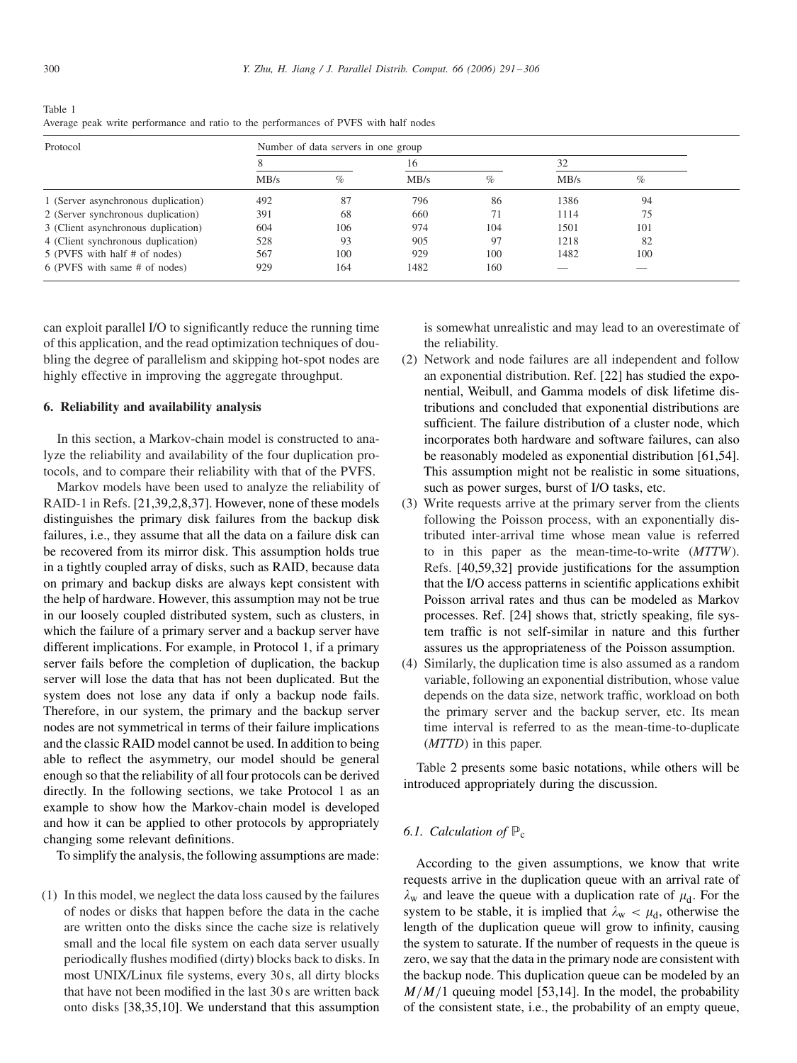Table 1
Average peak write performance and ratio to the performances of PVFS with half nodes

| Protocol | Number of data servers in one group | | | | | |
|---|---|---|---|---|---|---|
| | 8 | | 16 | | 32 | |
| | MB/s | % | MB/s | % | MB/s | % |
| 1 (Server asynchronous duplication) | 492 | 87 | 796 | 86 | 1386 | 94 |
| 2 (Server synchronous duplication) | 391 | 68 | 660 | 71 | 1114 | 75 |
| 3 (Client asynchronous duplication) | 604 | 106 | 974 | 104 | 1501 | 101 |
| 4 (Client synchronous duplication) | 528 | 93 | 905 | 97 | 1218 | 82 |
| 5 (PVFS with half # of nodes) | 567 | 100 | 929 | 100 | 1482 | 100 |
| 6 (PVFS with same # of nodes) | 929 | 164 | 1482 | 160 | — | — |

can exploit parallel I/O to significantly reduce the running time of this application, and the read optimization techniques of doubling the degree of parallelism and skipping hot-spot nodes are highly effective in improving the aggregate throughput.

## 6. Reliability and availability analysis

In this section, a Markov-chain model is constructed to analyze the reliability and availability of the four duplication protocols, and to compare their reliability with that of the PVFS.

Markov models have been used to analyze the reliability of RAID-1 in Refs. [21,39,2,8,37]. However, none of these models distinguishes the primary disk failures from the backup disk failures, i.e., they assume that all the data on a failure disk can be recovered from its mirror disk. This assumption holds true in a tightly coupled array of disks, such as RAID, because data on primary and backup disks are always kept consistent with the help of hardware. However, this assumption may not be true in our loosely coupled distributed system, such as clusters, in which the failure of a primary server and a backup server have different implications. For example, in Protocol 1, if a primary server fails before the completion of duplication, the backup server will lose the data that has not been duplicated. But the system does not lose any data if only a backup node fails. Therefore, in our system, the primary and the backup server nodes are not symmetrical in terms of their failure implications and the classic RAID model cannot be used. In addition to being able to reflect the asymmetry, our model should be general enough so that the reliability of all four protocols can be derived directly. In the following sections, we take Protocol 1 as an example to show how the Markov-chain model is developed and how it can be applied to other protocols by appropriately changing some relevant definitions.

To simplify the analysis, the following assumptions are made:

(1) In this model, we neglect the data loss caused by the failures of nodes or disks that happen before the data in the cache are written onto the disks since the cache size is relatively small and the local file system on each data server usually periodically flushes modified (dirty) blocks back to disks. In most UNIX/Linux file systems, every 30 s, all dirty blocks that have not been modified in the last 30 s are written back onto disks [38,35,10]. We understand that this assumption is somewhat unrealistic and may lead to an overestimate of the reliability.
(2) Network and node failures are all independent and follow an exponential distribution. Ref. [22] has studied the exponential, Weibull, and Gamma models of disk lifetime distributions and concluded that exponential distributions are sufficient. The failure distribution of a cluster node, which incorporates both hardware and software failures, can also be reasonably modeled as exponential distribution [61,54]. This assumption might not be realistic in some situations, such as power surges, burst of I/O tasks, etc.
(3) Write requests arrive at the primary server from the clients following the Poisson process, with an exponentially distributed inter-arrival time whose mean value is referred to in this paper as the mean-time-to-write (*MTTW*). Refs. [40,59,32] provide justifications for the assumption that the I/O access patterns in scientific applications exhibit Poisson arrival rates and thus can be modeled as Markov processes. Ref. [24] shows that, strictly speaking, file system traffic is not self-similar in nature and this further assures us the appropriateness of the Poisson assumption.
(4) Similarly, the duplication time is also assumed as a random variable, following an exponential distribution, whose value depends on the data size, network traffic, workload on both the primary server and the backup server, etc. Its mean time interval is referred to as the mean-time-to-duplicate (*MTTD*) in this paper.

Table 2 presents some basic notations, while others will be introduced appropriately during the discussion.

### 6.1. Calculation of $\mathbb{P}_c$

According to the given assumptions, we know that write requests arrive in the duplication queue with an arrival rate of $\lambda_w$ and leave the queue with a duplication rate of $\mu_d$. For the system to be stable, it is implied that $\lambda_w < \mu_d$, otherwise the length of the duplication queue will grow to infinity, causing the system to saturate. If the number of requests in the queue is zero, we say that the data in the primary node are consistent with the backup node. This duplication queue can be modeled by an $M/M/1$ queuing model [53,14]. In the model, the probability of the consistent state, i.e., the probability of an empty queue,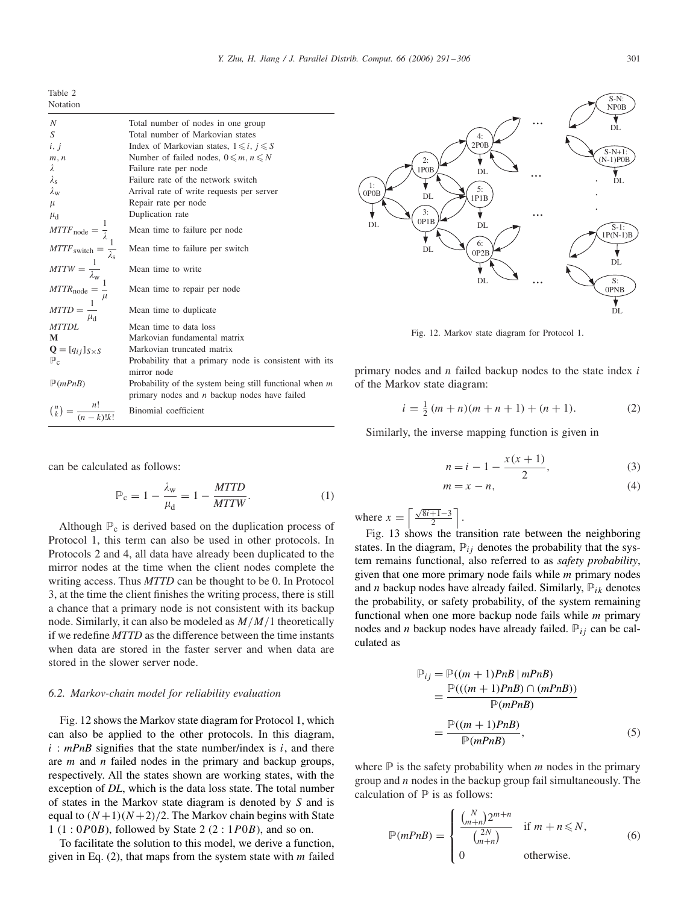Table 2
Notation

| | |
|---|---|
| $N$ | Total number of nodes in one group |
| $S$ | Total number of Markovian states |
| $i$, $j$ | Index of Markovian states, $1 \leqslant i, j \leqslant S$ |
| $m$, $n$ | Number of failed nodes, $0 \leqslant m, n \leqslant N$ |
| $\lambda$ | Failure rate per node |
| $\lambda_s$ | Failure rate of the network switch |
| $\lambda_w$ | Arrival rate of write requests per server |
| $\mu$ | Repair rate per node |
| $\mu_d$ | Duplication rate |
| $MTTF_{node} = \frac{1}{\lambda}$ | Mean time to failure per node |
| $MTTF_{switch} = \frac{1}{\lambda_s}$ | Mean time to failure per switch |
| $MTTW = \frac{1}{\lambda_w}$ | Mean time to write |
| $MTTR_{node} = \frac{1}{\mu}$ | Mean time to repair per node |
| $MTTD = \frac{1}{\mu_d}$ | Mean time to duplicate |
| $MTTDL$ | Mean time to data loss |
| $\mathbf{M}$ | Markovian fundamental matrix |
| $\mathbf{Q} = [q_{ij}]_{S \times S}$ | Markovian truncated matrix |
| $\mathbb{P}_c$ | Probability that a primary node is consistent with its mirror node |
| $\mathbb{P}(mPnB)$ | Probability of the system being still functional when $m$ primary nodes and $n$ backup nodes have failed |
| $\binom{n}{k} = \frac{n!}{(n-k)!k!}$ | Binomial coefficient |

can be calculated as follows:

$$\mathbb{P}_c = 1 - \frac{\lambda_w}{\mu_d} = 1 - \frac{MTTD}{MTTW}. \tag{1}$$

Although $\mathbb{P}_c$ is derived based on the duplication process of Protocol 1, this term can also be used in other protocols. In Protocols 2 and 4, all data have already been duplicated to the mirror nodes at the time when the client nodes complete the writing access. Thus *MTTD* can be thought to be 0. In Protocol 3, at the time the client finishes the writing process, there is still a chance that a primary node is not consistent with its backup node. Similarly, it can also be modeled as $M/M/1$ theoretically if we redefine *MTTD* as the difference between the time instants when data are stored in the faster server and when data are stored in the slower server node.

### 6.2. Markov-chain model for reliability evaluation

Fig. 12 shows the Markov state diagram for Protocol 1, which can also be applied to the other protocols. In this diagram, $i$ : $mPnB$ signifies that the state number/index is $i$, and there are $m$ and $n$ failed nodes in the primary and backup groups, respectively. All the states shown are working states, with the exception of *DL*, which is the data loss state. The total number of states in the Markov state diagram is denoted by $S$ and is equal to $(N+1)(N+2)/2$. The Markov chain begins with State 1 $(1 : 0P0B)$, followed by State 2 $(2 : 1P0B)$, and so on.

To facilitate the solution to this model, we derive a function, given in Eq. (2), that maps from the system state with $m$ failed primary nodes and $n$ failed backup nodes to the state index $i$ of the Markov state diagram:

Fig. 12. Markov state diagram for Protocol 1.

$$i = \tfrac{1}{2}(m+n)(m+n+1) + (n+1). \tag{2}$$

Similarly, the inverse mapping function is given in

$$n = i - 1 - \frac{x(x+1)}{2}, \tag{3}$$

$$m = x - n, \tag{4}$$

where $x = \left\lceil \frac{\sqrt{8i+1}-3}{2} \right\rceil$.

Fig. 13 shows the transition rate between the neighboring states. In the diagram, $\mathbb{P}_{ij}$ denotes the probability that the system remains functional, also referred to as *safety probability*, given that one more primary node fails while $m$ primary nodes and $n$ backup nodes have already failed. Similarly, $\mathbb{P}_{ik}$ denotes the probability, or safety probability, of the system remaining functional when one more backup node fails while $m$ primary nodes and $n$ backup nodes have already failed. $\mathbb{P}_{ij}$ can be calculated as

$$\begin{aligned} \mathbb{P}_{ij} &= \mathbb{P}((m+1)PnB \mid mPnB) \\ &= \frac{\mathbb{P}(((m+1)PnB) \cap (mPnB))}{\mathbb{P}(mPnB)} \\ &= \frac{\mathbb{P}((m+1)PnB)}{\mathbb{P}(mPnB)}, \end{aligned} \tag{5}$$

where $\mathbb{P}$ is the safety probability when $m$ nodes in the primary group and $n$ nodes in the backup group fail simultaneously. The calculation of $\mathbb{P}$ is as follows:

$$\mathbb{P}(mPnB) = \begin{cases} \dfrac{\binom{N}{m+n} 2^{m+n}}{\binom{2N}{m+n}} & \text{if } m+n \leqslant N, \\ 0 & \text{otherwise.} \end{cases} \tag{6}$$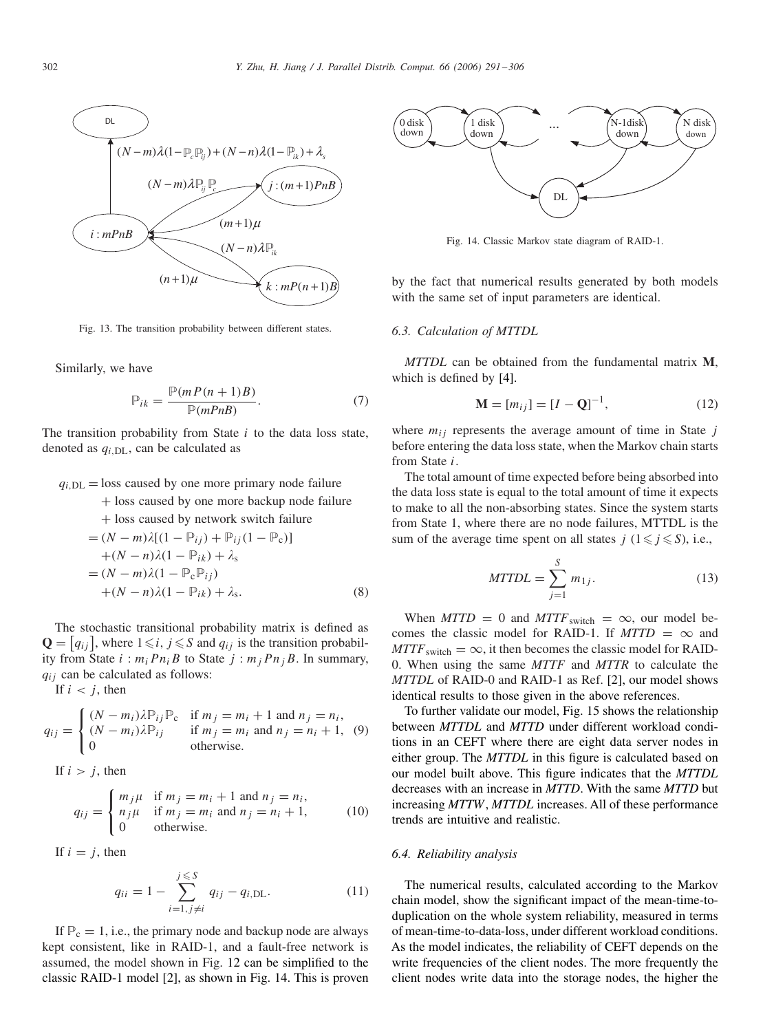Fig. 13. The transition probability between different states.

Similarly, we have

$$\mathbb{P}_{ik} = \frac{\mathbb{P}(mP(n+1)B)}{\mathbb{P}(mPnB)}. \quad (7)$$

The transition probability from State $i$ to the data loss state, denoted as $q_{i,\mathrm{DL}}$, can be calculated as

$$\begin{aligned} q_{i,\mathrm{DL}} &= \text{loss caused by one more primary node failure} \\ &\quad + \text{loss caused by one more backup node failure} \\ &\quad + \text{loss caused by network switch failure} \\ &= (N-m)\lambda[(1-\mathbb{P}_{ij}) + \mathbb{P}_{ij}(1-\mathbb{P}_c)] \\ &\quad + (N-n)\lambda(1-\mathbb{P}_{ik}) + \lambda_s \\ &= (N-m)\lambda(1-\mathbb{P}_c\mathbb{P}_{ij}) \\ &\quad + (N-n)\lambda(1-\mathbb{P}_{ik}) + \lambda_s. \end{aligned} \quad (8)$$

The stochastic transitional probability matrix is defined as $\mathbf{Q} = [q_{ij}]$, where $1 \leqslant i, j \leqslant S$ and $q_{ij}$ is the transition probability from State $i : m_i P n_i B$ to State $j : m_j P n_j B$. In summary, $q_{ij}$ can be calculated as follows:

If $i < j$, then

$$q_{ij} = \begin{cases} (N-m_i)\lambda\mathbb{P}_{ij}\mathbb{P}_c & \text{if } m_j = m_i + 1 \text{ and } n_j = n_i, \\ (N-m_i)\lambda\mathbb{P}_{ij} & \text{if } m_j = m_i \text{ and } n_j = n_i + 1, \\ 0 & \text{otherwise.} \end{cases} \quad (9)$$

If $i > j$, then

$$q_{ij} = \begin{cases} m_j\mu & \text{if } m_j = m_i + 1 \text{ and } n_j = n_i, \\ n_j\mu & \text{if } m_j = m_i \text{ and } n_j = n_i + 1, \\ 0 & \text{otherwise.} \end{cases} \quad (10)$$

If $i = j$, then

$$q_{ii} = 1 - \sum_{i=1, j \neq i}^{j \leqslant S} q_{ij} - q_{i,\mathrm{DL}}. \quad (11)$$

If $\mathbb{P}_c = 1$, i.e., the primary node and backup node are always kept consistent, like in RAID-1, and a fault-free network is assumed, the model shown in Fig. 12 can be simplified to the classic RAID-1 model [2], as shown in Fig. 14. This is proven by the fact that numerical results generated by both models with the same set of input parameters are identical.

Fig. 14. Classic Markov state diagram of RAID-1.

### 6.3. Calculation of MTTDL

*MTTDL* can be obtained from the fundamental matrix $\mathbf{M}$, which is defined by [4].

$$\mathbf{M} = [m_{ij}] = [I - \mathbf{Q}]^{-1}, \quad (12)$$

where $m_{ij}$ represents the average amount of time in State $j$ before entering the data loss state, when the Markov chain starts from State $i$.

The total amount of time expected before being absorbed into the data loss state is equal to the total amount of time it expects to make to all the non-absorbing states. Since the system starts from State 1, where there are no node failures, MTTDL is the sum of the average time spent on all states $j$ $(1 \leqslant j \leqslant S)$, i.e.,

$$MTTDL = \sum_{j=1}^{S} m_{1j}. \quad (13)$$

When $MTTD = 0$ and $MTTF_{\text{switch}} = \infty$, our model becomes the classic model for RAID-1. If $MTTD = \infty$ and $MTTF_{\text{switch}} = \infty$, it then becomes the classic model for RAID-0. When using the same *MTTF* and *MTTR* to calculate the *MTTDL* of RAID-0 and RAID-1 as Ref. [2], our model shows identical results to those given in the above references.

To further validate our model, Fig. 15 shows the relationship between *MTTDL* and *MTTD* under different workload conditions in an CEFT where there are eight data server nodes in either group. The *MTTDL* in this figure is calculated based on our model built above. This figure indicates that the *MTTDL* decreases with an increase in *MTTD*. With the same *MTTD* but increasing *MTTW*, *MTTDL* increases. All of these performance trends are intuitive and realistic.

### 6.4. Reliability analysis

The numerical results, calculated according to the Markov chain model, show the significant impact of the mean-time-to-duplication on the whole system reliability, measured in terms of mean-time-to-data-loss, under different workload conditions. As the model indicates, the reliability of CEFT depends on the write frequencies of the client nodes. The more frequently the client nodes write data into the storage nodes, the higher the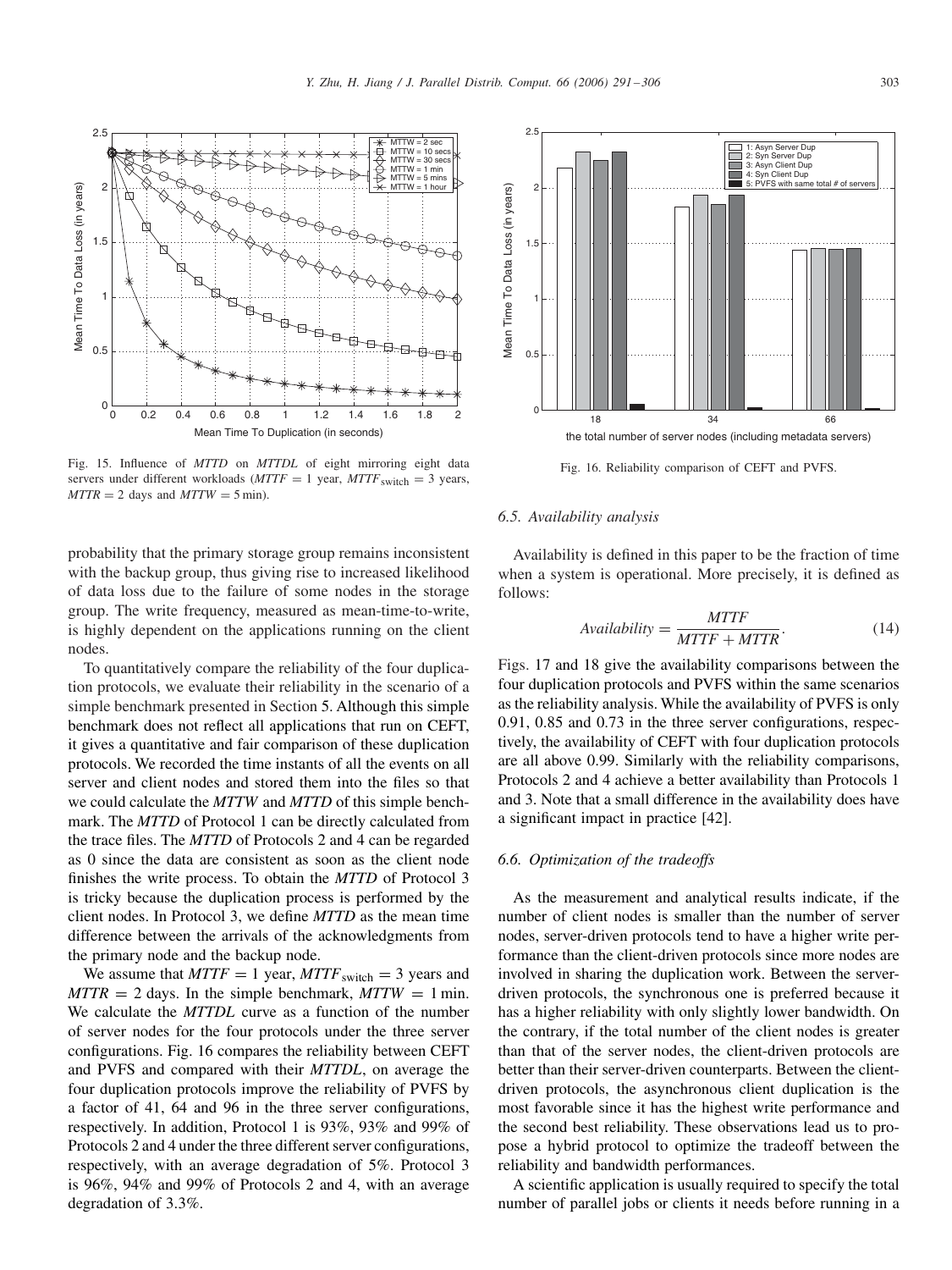Fig. 15. Influence of *MTTD* on *MTTDL* of eight mirroring eight data servers under different workloads ($MTTF = 1$ year, $MTTF_{\text{switch}} = 3$ years, $MTTR = 2$ days and $MTTW = 5$ min).

Fig. 16. Reliability comparison of CEFT and PVFS.

probability that the primary storage group remains inconsistent with the backup group, thus giving rise to increased likelihood of data loss due to the failure of some nodes in the storage group. The write frequency, measured as mean-time-to-write, is highly dependent on the applications running on the client nodes.

To quantitatively compare the reliability of the four duplication protocols, we evaluate their reliability in the scenario of a simple benchmark presented in Section 5. Although this simple benchmark does not reflect all applications that run on CEFT, it gives a quantitative and fair comparison of these duplication protocols. We recorded the time instants of all the events on all server and client nodes and stored them into the files so that we could calculate the *MTTW* and *MTTD* of this simple benchmark. The *MTTD* of Protocol 1 can be directly calculated from the trace files. The *MTTD* of Protocols 2 and 4 can be regarded as 0 since the data are consistent as soon as the client node finishes the write process. To obtain the *MTTD* of Protocol 3 is tricky because the duplication process is performed by the client nodes. In Protocol 3, we define *MTTD* as the mean time difference between the arrivals of the acknowledgments from the primary node and the backup node.

We assume that $MTTF = 1$ year, $MTTF_{\text{switch}} = 3$ years and $MTTR = 2$ days. In the simple benchmark, $MTTW = 1$ min. We calculate the *MTTDL* curve as a function of the number of server nodes for the four protocols under the three server configurations. Fig. 16 compares the reliability between CEFT and PVFS and compared with their *MTTDL*, on average the four duplication protocols improve the reliability of PVFS by a factor of 41, 64 and 96 in the three server configurations, respectively. In addition, Protocol 1 is 93%, 93% and 99% of Protocols 2 and 4 under the three different server configurations, respectively, with an average degradation of 5%. Protocol 3 is 96%, 94% and 99% of Protocols 2 and 4, with an average degradation of 3.3%.

### 6.5. Availability analysis

Availability is defined in this paper to be the fraction of time when a system is operational. More precisely, it is defined as follows:

$$Availability = \frac{MTTF}{MTTF + MTTR}. \tag{14}$$

Figs. 17 and 18 give the availability comparisons between the four duplication protocols and PVFS within the same scenarios as the reliability analysis. While the availability of PVFS is only 0.91, 0.85 and 0.73 in the three server configurations, respectively, the availability of CEFT with four duplication protocols are all above 0.99. Similarly with the reliability comparisons, Protocols 2 and 4 achieve a better availability than Protocols 1 and 3. Note that a small difference in the availability does have a significant impact in practice [42].

### 6.6. Optimization of the tradeoffs

As the measurement and analytical results indicate, if the number of client nodes is smaller than the number of server nodes, server-driven protocols tend to have a higher write performance than the client-driven protocols since more nodes are involved in sharing the duplication work. Between the server-driven protocols, the synchronous one is preferred because it has a higher reliability with only slightly lower bandwidth. On the contrary, if the total number of the client nodes is greater than that of the server nodes, the client-driven protocols are better than their server-driven counterparts. Between the client-driven protocols, the asynchronous client duplication is the most favorable since it has the highest write performance and the second best reliability. These observations lead us to propose a hybrid protocol to optimize the tradeoff between the reliability and bandwidth performances.

A scientific application is usually required to specify the total number of parallel jobs or clients it needs before running in a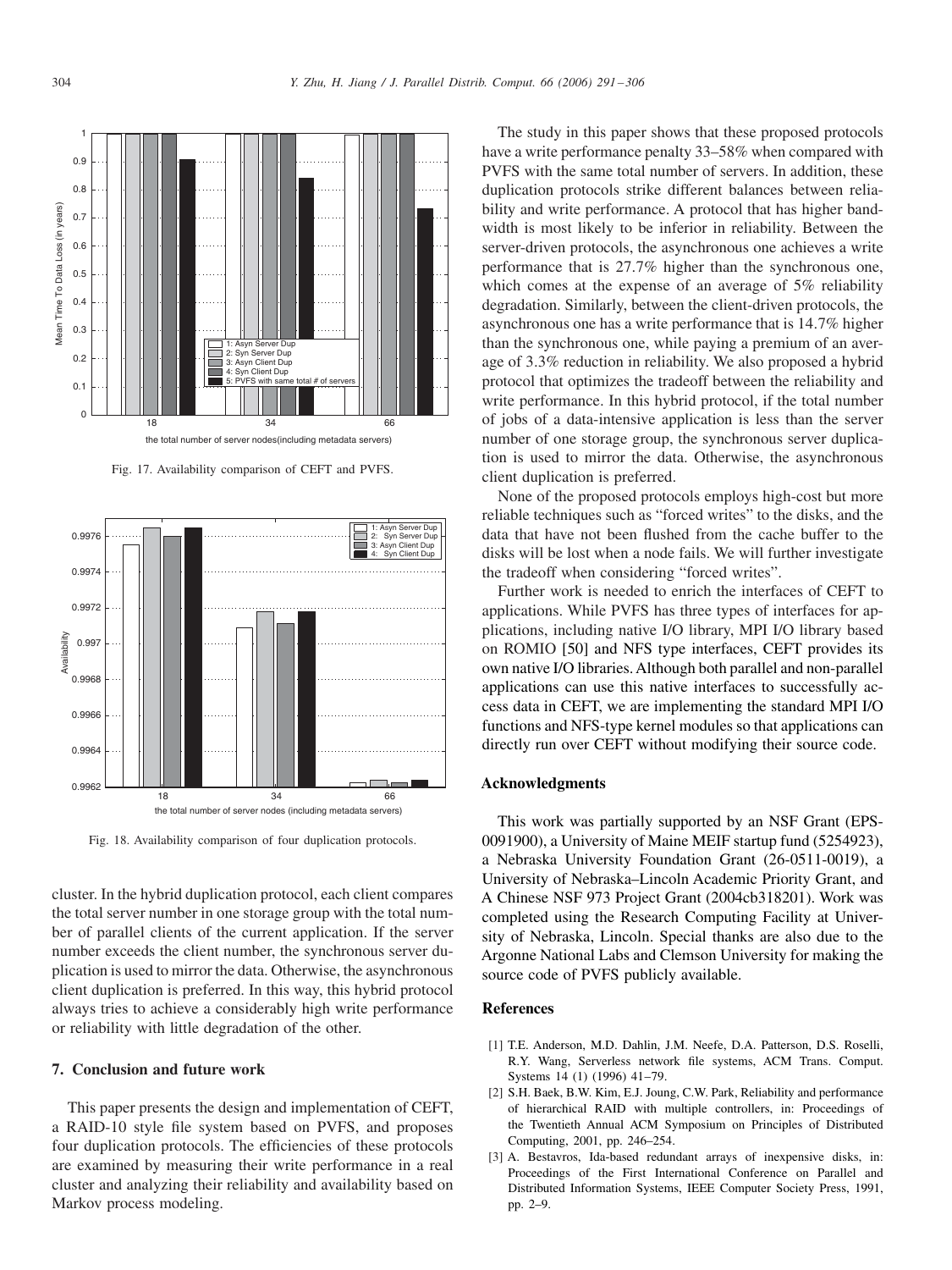Fig. 17. Availability comparison of CEFT and PVFS.

Fig. 18. Availability comparison of four duplication protocols.

cluster. In the hybrid duplication protocol, each client compares the total server number in one storage group with the total number of parallel clients of the current application. If the server number exceeds the client number, the synchronous server duplication is used to mirror the data. Otherwise, the asynchronous client duplication is preferred. In this way, this hybrid protocol always tries to achieve a considerably high write performance or reliability with little degradation of the other.

## 7. Conclusion and future work

This paper presents the design and implementation of CEFT, a RAID-10 style file system based on PVFS, and proposes four duplication protocols. The efficiencies of these protocols are examined by measuring their write performance in a real cluster and analyzing their reliability and availability based on Markov process modeling.

The study in this paper shows that these proposed protocols have a write performance penalty 33–58% when compared with PVFS with the same total number of servers. In addition, these duplication protocols strike different balances between reliability and write performance. A protocol that has higher bandwidth is most likely to be inferior in reliability. Between the server-driven protocols, the asynchronous one achieves a write performance that is 27.7% higher than the synchronous one, which comes at the expense of an average of 5% reliability degradation. Similarly, between the client-driven protocols, the asynchronous one has a write performance that is 14.7% higher than the synchronous one, while paying a premium of an average of 3.3% reduction in reliability. We also proposed a hybrid protocol that optimizes the tradeoff between the reliability and write performance. In this hybrid protocol, if the total number of jobs of a data-intensive application is less than the server number of one storage group, the synchronous server duplication is used to mirror the data. Otherwise, the asynchronous client duplication is preferred.

None of the proposed protocols employs high-cost but more reliable techniques such as "forced writes" to the disks, and the data that have not been flushed from the cache buffer to the disks will be lost when a node fails. We will further investigate the tradeoff when considering "forced writes".

Further work is needed to enrich the interfaces of CEFT to applications. While PVFS has three types of interfaces for applications, including native I/O library, MPI I/O library based on ROMIO [50] and NFS type interfaces, CEFT provides its own native I/O libraries. Although both parallel and non-parallel applications can use this native interfaces to successfully access data in CEFT, we are implementing the standard MPI I/O functions and NFS-type kernel modules so that applications can directly run over CEFT without modifying their source code.

## Acknowledgments

This work was partially supported by an NSF Grant (EPS-0091900), a University of Maine MEIF startup fund (5254923), a Nebraska University Foundation Grant (26-0511-0019), a University of Nebraska–Lincoln Academic Priority Grant, and A Chinese NSF 973 Project Grant (2004cb318201). Work was completed using the Research Computing Facility at University of Nebraska, Lincoln. Special thanks are also due to the Argonne National Labs and Clemson University for making the source code of PVFS publicly available.

## References

[1] T.E. Anderson, M.D. Dahlin, J.M. Neefe, D.A. Patterson, D.S. Roselli, R.Y. Wang, Serverless network file systems, ACM Trans. Comput. Systems 14 (1) (1996) 41–79.

[2] S.H. Baek, B.W. Kim, E.J. Joung, C.W. Park, Reliability and performance of hierarchical RAID with multiple controllers, in: Proceedings of the Twentieth Annual ACM Symposium on Principles of Distributed Computing, 2001, pp. 246–254.

[3] A. Bestavros, Ida-based redundant arrays of inexpensive disks, in: Proceedings of the First International Conference on Parallel and Distributed Information Systems, IEEE Computer Society Press, 1991, pp. 2–9.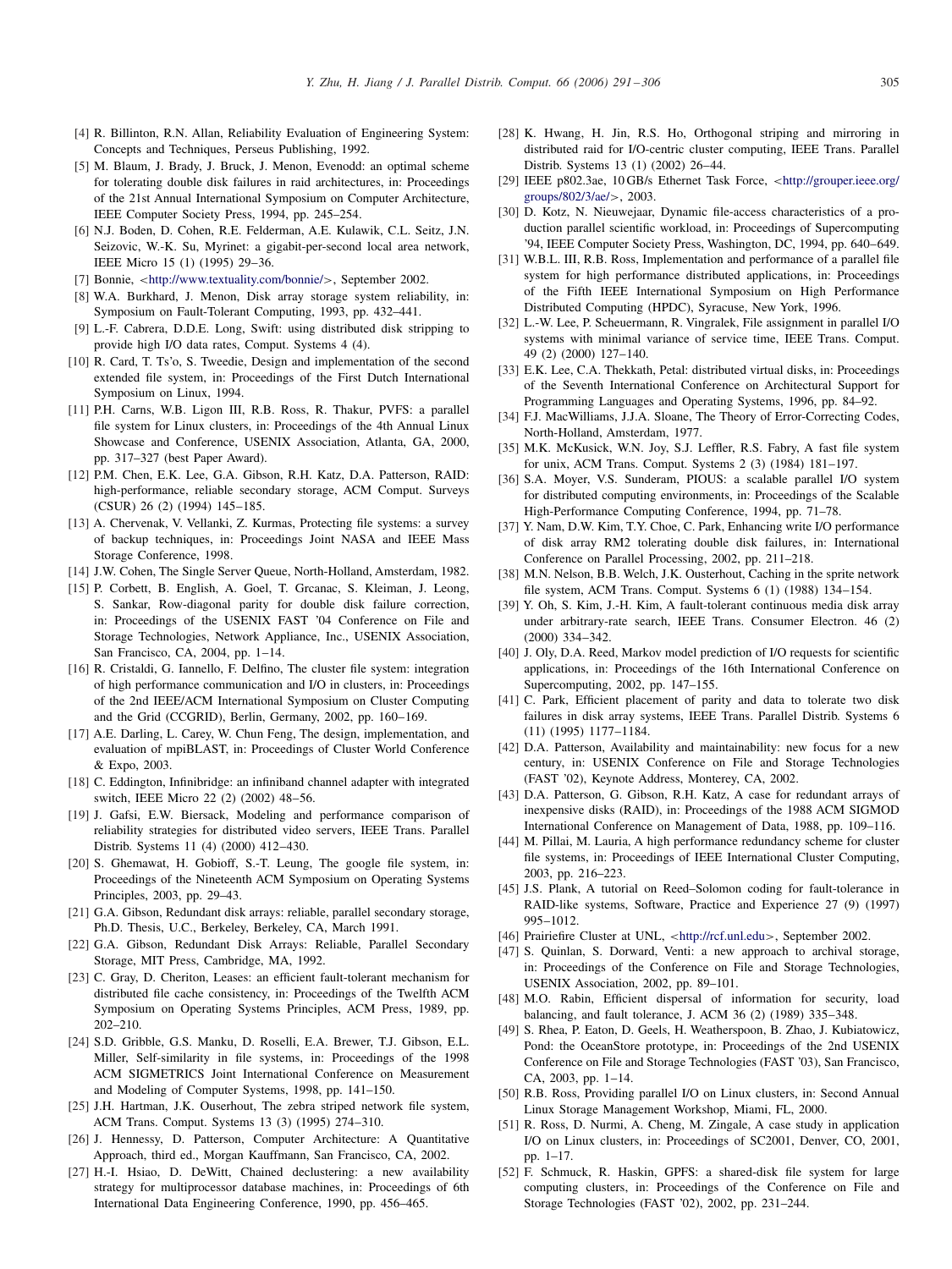[4] R. Billinton, R.N. Allan, Reliability Evaluation of Engineering System: Concepts and Techniques, Perseus Publishing, 1992.

[5] M. Blaum, J. Brady, J. Bruck, J. Menon, Evenodd: an optimal scheme for tolerating double disk failures in raid architectures, in: Proceedings of the 21st Annual International Symposium on Computer Architecture, IEEE Computer Society Press, 1994, pp. 245–254.

[6] N.J. Boden, D. Cohen, R.E. Felderman, A.E. Kulawik, C.L. Seitz, J.N. Seizovic, W.-K. Su, Myrinet: a gigabit-per-second local area network, IEEE Micro 15 (1) (1995) 29–36.

[7] Bonnie, <http://www.textuality.com/bonnie/>, September 2002.

[8] W.A. Burkhard, J. Menon, Disk array storage system reliability, in: Symposium on Fault-Tolerant Computing, 1993, pp. 432–441.

[9] L.-F. Cabrera, D.D.E. Long, Swift: using distributed disk stripping to provide high I/O data rates, Comput. Systems 4 (4).

[10] R. Card, T. Ts'o, S. Tweedie, Design and implementation of the second extended file system, in: Proceedings of the First Dutch International Symposium on Linux, 1994.

[11] P.H. Carns, W.B. Ligon III, R.B. Ross, R. Thakur, PVFS: a parallel file system for Linux clusters, in: Proceedings of the 4th Annual Linux Showcase and Conference, USENIX Association, Atlanta, GA, 2000, pp. 317–327 (best Paper Award).

[12] P.M. Chen, E.K. Lee, G.A. Gibson, R.H. Katz, D.A. Patterson, RAID: high-performance, reliable secondary storage, ACM Comput. Surveys (CSUR) 26 (2) (1994) 145–185.

[13] A. Chervenak, V. Vellanki, Z. Kurmas, Protecting file systems: a survey of backup techniques, in: Proceedings Joint NASA and IEEE Mass Storage Conference, 1998.

[14] J.W. Cohen, The Single Server Queue, North-Holland, Amsterdam, 1982.

[15] P. Corbett, B. English, A. Goel, T. Grcanac, S. Kleiman, J. Leong, S. Sankar, Row-diagonal parity for double disk failure correction, in: Proceedings of the USENIX FAST '04 Conference on File and Storage Technologies, Network Appliance, Inc., USENIX Association, San Francisco, CA, 2004, pp. 1–14.

[16] R. Cristaldi, G. Iannello, F. Delfino, The cluster file system: integration of high performance communication and I/O in clusters, in: Proceedings of the 2nd IEEE/ACM International Symposium on Cluster Computing and the Grid (CCGRID), Berlin, Germany, 2002, pp. 160–169.

[17] A.E. Darling, L. Carey, W. Chun Feng, The design, implementation, and evaluation of mpiBLAST, in: Proceedings of Cluster World Conference & Expo, 2003.

[18] C. Eddington, Infinibridge: an infiniband channel adapter with integrated switch, IEEE Micro 22 (2) (2002) 48–56.

[19] J. Gafsi, E.W. Biersack, Modeling and performance comparison of reliability strategies for distributed video servers, IEEE Trans. Parallel Distrib. Systems 11 (4) (2000) 412–430.

[20] S. Ghemawat, H. Gobioff, S.-T. Leung, The google file system, in: Proceedings of the Nineteenth ACM Symposium on Operating Systems Principles, 2003, pp. 29–43.

[21] G.A. Gibson, Redundant disk arrays: reliable, parallel secondary storage, Ph.D. Thesis, U.C., Berkeley, Berkeley, CA, March 1991.

[22] G.A. Gibson, Redundant Disk Arrays: Reliable, Parallel Secondary Storage, MIT Press, Cambridge, MA, 1992.

[23] C. Gray, D. Cheriton, Leases: an efficient fault-tolerant mechanism for distributed file cache consistency, in: Proceedings of the Twelfth ACM Symposium on Operating Systems Principles, ACM Press, 1989, pp. 202–210.

[24] S.D. Gribble, G.S. Manku, D. Roselli, E.A. Brewer, T.J. Gibson, E.L. Miller, Self-similarity in file systems, in: Proceedings of the 1998 ACM SIGMETRICS Joint International Conference on Measurement and Modeling of Computer Systems, 1998, pp. 141–150.

[25] J.H. Hartman, J.K. Ouserhout, The zebra striped network file system, ACM Trans. Comput. Systems 13 (3) (1995) 274–310.

[26] J. Hennessy, D. Patterson, Computer Architecture: A Quantitative Approach, third ed., Morgan Kauffmann, San Francisco, CA, 2002.

[27] H.-I. Hsiao, D. DeWitt, Chained declustering: a new availability strategy for multiprocessor database machines, in: Proceedings of 6th International Data Engineering Conference, 1990, pp. 456–465.

[28] K. Hwang, H. Jin, R.S. Ho, Orthogonal striping and mirroring in distributed raid for I/O-centric cluster computing, IEEE Trans. Parallel Distrib. Systems 13 (1) (2002) 26–44.

[29] IEEE p802.3ae, 10 GB/s Ethernet Task Force, <http://grouper.ieee.org/groups/802/3/ae/>, 2003.

[30] D. Kotz, N. Nieuwejaar, Dynamic file-access characteristics of a production parallel scientific workload, in: Proceedings of Supercomputing '94, IEEE Computer Society Press, Washington, DC, 1994, pp. 640–649.

[31] W.B.L. III, R.B. Ross, Implementation and performance of a parallel file system for high performance distributed applications, in: Proceedings of the Fifth IEEE International Symposium on High Performance Distributed Computing (HPDC), Syracuse, New York, 1996.

[32] L.-W. Lee, P. Scheuermann, R. Vingralek, File assignment in parallel I/O systems with minimal variance of service time, IEEE Trans. Comput. 49 (2) (2000) 127–140.

[33] E.K. Lee, C.A. Thekkath, Petal: distributed virtual disks, in: Proceedings of the Seventh International Conference on Architectural Support for Programming Languages and Operating Systems, 1996, pp. 84–92.

[34] F.J. MacWilliams, J.J.A. Sloane, The Theory of Error-Correcting Codes, North-Holland, Amsterdam, 1977.

[35] M.K. McKusick, W.N. Joy, S.J. Leffler, R.S. Fabry, A fast file system for unix, ACM Trans. Comput. Systems 2 (3) (1984) 181–197.

[36] S.A. Moyer, V.S. Sunderam, PIOUS: a scalable parallel I/O system for distributed computing environments, in: Proceedings of the Scalable High-Performance Computing Conference, 1994, pp. 71–78.

[37] Y. Nam, D.W. Kim, T.Y. Choe, C. Park, Enhancing write I/O performance of disk array RM2 tolerating double disk failures, in: International Conference on Parallel Processing, 2002, pp. 211–218.

[38] M.N. Nelson, B.W. Welch, J.K. Ousterhout, Caching in the sprite network file system, ACM Trans. Comput. Systems 6 (1) (1988) 134–154.

[39] Y. Oh, S. Kim, J.-H. Kim, A fault-tolerant continuous media disk array under arbitrary-rate search, IEEE Trans. Consumer Electron. 46 (2) (2000) 334–342.

[40] J. Oly, D.A. Reed, Markov model prediction of I/O requests for scientific applications, in: Proceedings of the 16th International Conference on Supercomputing, 2002, pp. 147–155.

[41] C. Park, Efficient placement of parity and data to tolerate two disk failures in disk array systems, IEEE Trans. Parallel Distrib. Systems 6 (11) (1995) 1177–1184.

[42] D.A. Patterson, Availability and maintainability: new focus for a new century, in: USENIX Conference on File and Storage Technologies (FAST '02), Keynote Address, Monterey, CA, 2002.

[43] D.A. Patterson, G. Gibson, R.H. Katz, A case for redundant arrays of inexpensive disks (RAID), in: Proceedings of the 1988 ACM SIGMOD International Conference on Management of Data, 1988, pp. 109–116.

[44] M. Pillai, M. Lauria, A high performance redundancy scheme for cluster file systems, in: Proceedings of IEEE International Cluster Computing, 2003, pp. 216–223.

[45] J.S. Plank, A tutorial on Reed–Solomon coding for fault-tolerance in RAID-like systems, Software, Practice and Experience 27 (9) (1997) 995–1012.

[46] Prairiefire Cluster at UNL, <http://rcf.unl.edu>, September 2002.

[47] S. Quinlan, S. Dorward, Venti: a new approach to archival storage, in: Proceedings of the Conference on File and Storage Technologies, USENIX Association, 2002, pp. 89–101.

[48] M.O. Rabin, Efficient dispersal of information for security, load balancing, and fault tolerance, J. ACM 36 (2) (1989) 335–348.

[49] S. Rhea, P. Eaton, D. Geels, H. Weatherspoon, B. Zhao, J. Kubiatowicz, Pond: the OceanStore prototype, in: Proceedings of the 2nd USENIX Conference on File and Storage Technologies (FAST '03), San Francisco, CA, 2003, pp. 1–14.

[50] R.B. Ross, Providing parallel I/O on Linux clusters, in: Second Annual Linux Storage Management Workshop, Miami, FL, 2000.

[51] R. Ross, D. Nurmi, A. Cheng, M. Zingale, A case study in application I/O on Linux clusters, in: Proceedings of SC2001, Denver, CO, 2001, pp. 1–17.

[52] F. Schmuck, R. Haskin, GPFS: a shared-disk file system for large computing clusters, in: Proceedings of the Conference on File and Storage Technologies (FAST '02), 2002, pp. 231–244.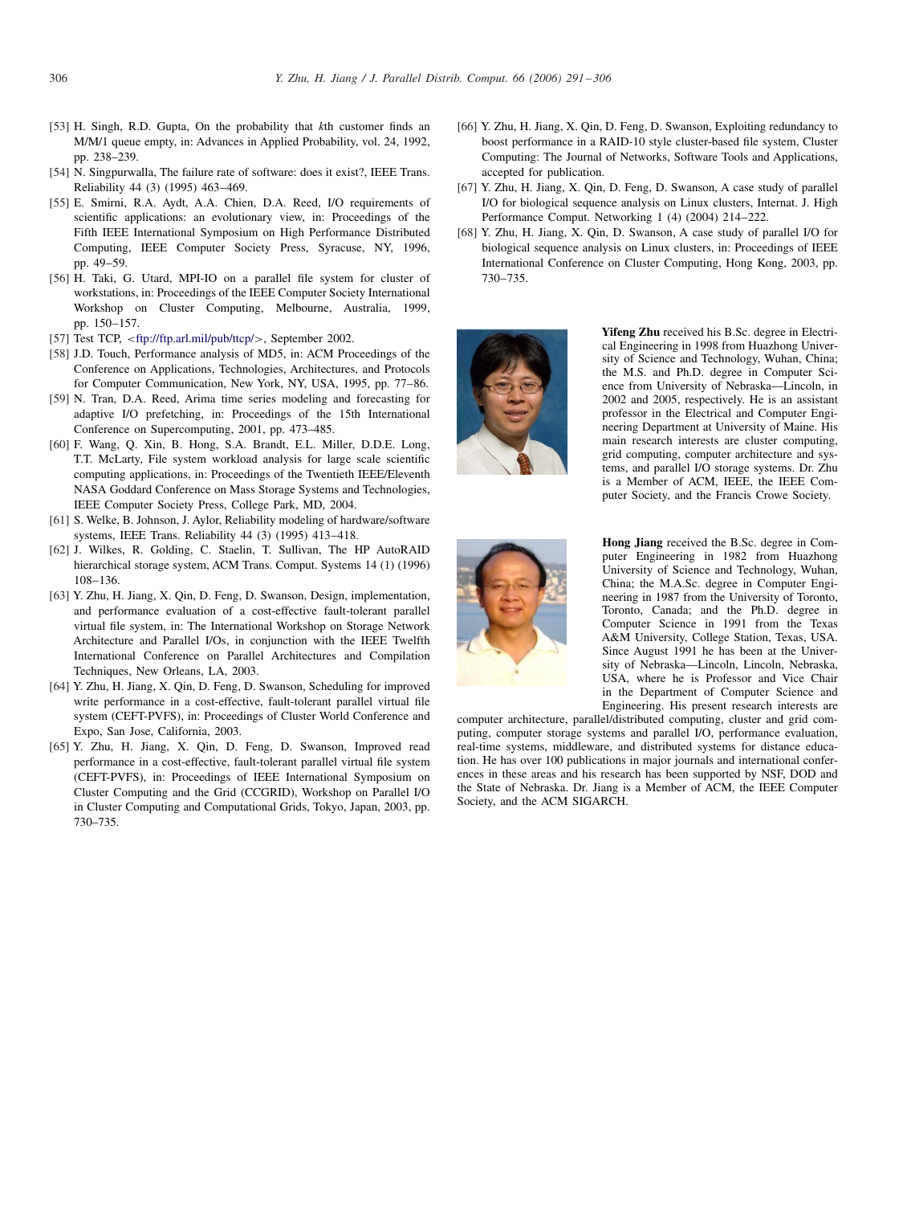[53] H. Singh, R.D. Gupta, On the probability that $k$th customer finds an M/M/1 queue empty, in: Advances in Applied Probability, vol. 24, 1992, pp. 238–239.

[54] N. Singpurwalla, The failure rate of software: does it exist?, IEEE Trans. Reliability 44 (3) (1995) 463–469.

[55] E. Smirni, R.A. Aydt, A.A. Chien, D.A. Reed, I/O requirements of scientific applications: an evolutionary view, in: Proceedings of the Fifth IEEE International Symposium on High Performance Distributed Computing, IEEE Computer Society Press, Syracuse, NY, 1996, pp. 49–59.

[56] H. Taki, G. Utard, MPI-IO on a parallel file system for cluster of workstations, in: Proceedings of the IEEE Computer Society International Workshop on Cluster Computing, Melbourne, Australia, 1999, pp. 150–157.

[57] Test TCP, <ftp://ftp.arl.mil/pub/ttcp/>, September 2002.

[58] J.D. Touch, Performance analysis of MD5, in: ACM Proceedings of the Conference on Applications, Technologies, Architectures, and Protocols for Computer Communication, New York, NY, USA, 1995, pp. 77–86.

[59] N. Tran, D.A. Reed, Arima time series modeling and forecasting for adaptive I/O prefetching, in: Proceedings of the 15th International Conference on Supercomputing, 2001, pp. 473–485.

[60] F. Wang, Q. Xin, B. Hong, S.A. Brandt, E.L. Miller, D.D.E. Long, T.T. McLarty, File system workload analysis for large scale scientific computing applications, in: Proceedings of the Twentieth IEEE/Eleventh NASA Goddard Conference on Mass Storage Systems and Technologies, IEEE Computer Society Press, College Park, MD, 2004.

[61] S. Welke, B. Johnson, J. Aylor, Reliability modeling of hardware/software systems, IEEE Trans. Reliability 44 (3) (1995) 413–418.

[62] J. Wilkes, R. Golding, C. Staelin, T. Sullivan, The HP AutoRAID hierarchical storage system, ACM Trans. Comput. Systems 14 (1) (1996) 108–136.

[63] Y. Zhu, H. Jiang, X. Qin, D. Feng, D. Swanson, Design, implementation, and performance evaluation of a cost-effective fault-tolerant parallel virtual file system, in: The International Workshop on Storage Network Architecture and Parallel I/Os, in conjunction with the IEEE Twelfth International Conference on Parallel Architectures and Compilation Techniques, New Orleans, LA, 2003.

[64] Y. Zhu, H. Jiang, X. Qin, D. Feng, D. Swanson, Scheduling for improved write performance in a cost-effective, fault-tolerant parallel virtual file system (CEFT-PVFS), in: Proceedings of Cluster World Conference and Expo, San Jose, California, 2003.

[65] Y. Zhu, H. Jiang, X. Qin, D. Feng, D. Swanson, Improved read performance in a cost-effective, fault-tolerant parallel virtual file system (CEFT-PVFS), in: Proceedings of IEEE International Symposium on Cluster Computing and the Grid (CCGRID), Workshop on Parallel I/O in Cluster Computing and Computational Grids, Tokyo, Japan, 2003, pp. 730–735.

[66] Y. Zhu, H. Jiang, X. Qin, D. Feng, D. Swanson, Exploiting redundancy to boost performance in a RAID-10 style cluster-based file system, Cluster Computing: The Journal of Networks, Software Tools and Applications, accepted for publication.

[67] Y. Zhu, H. Jiang, X. Qin, D. Feng, D. Swanson, A case study of parallel I/O for biological sequence analysis on Linux clusters, Internat. J. High Performance Comput. Networking 1 (4) (2004) 214–222.

[68] Y. Zhu, H. Jiang, X. Qin, D. Swanson, A case study of parallel I/O for biological sequence analysis on Linux clusters, in: Proceedings of IEEE International Conference on Cluster Computing, Hong Kong, 2003, pp. 730–735.

**Yifeng Zhu** received his B.Sc. degree in Electrical Engineering in 1998 from Huazhong University of Science and Technology, Wuhan, China; the M.S. and Ph.D. degree in Computer Science from University of Nebraska—Lincoln, in 2002 and 2005, respectively. He is an assistant professor in the Electrical and Computer Engineering Department at University of Maine. His main research interests are cluster computing, grid computing, computer architecture and systems, and parallel I/O storage systems. Dr. Zhu is a Member of ACM, IEEE, the IEEE Computer Society, and the Francis Crowe Society.

**Hong Jiang** received the B.Sc. degree in Computer Engineering in 1982 from Huazhong University of Science and Technology, Wuhan, China; the M.A.Sc. degree in Computer Engineering in 1987 from the University of Toronto, Toronto, Canada; and the Ph.D. degree in Computer Science in 1991 from the Texas A&M University, College Station, Texas, USA. Since August 1991 he has been at the University of Nebraska—Lincoln, Lincoln, Nebraska, USA, where he is Professor and Vice Chair in the Department of Computer Science and Engineering. His present research interests are computer architecture, parallel/distributed computing, cluster and grid computing, computer storage systems and parallel I/O, performance evaluation, real-time systems, middleware, and distributed systems for distance education. He has over 100 publications in major journals and international conferences in these areas and his research has been supported by NSF, DOD and the State of Nebraska. Dr. Jiang is a Member of ACM, the IEEE Computer Society, and the ACM SIGARCH.